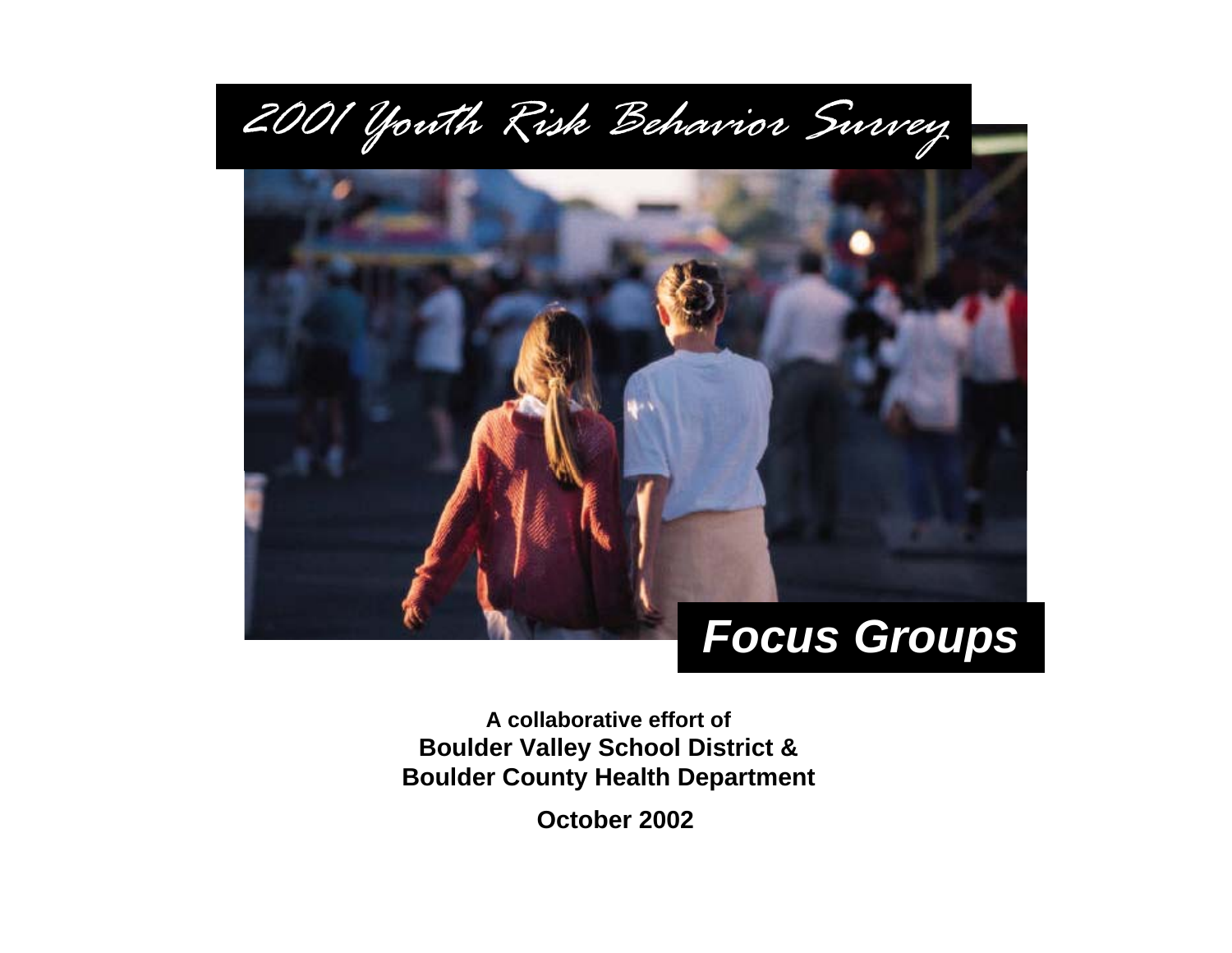# 2001 Youth Risk Behavior Survey

## *Focus Groups*

**A collaborative effort of**

**Boulder Valley School District &**

**Boulder County Health Department**

**October 2002**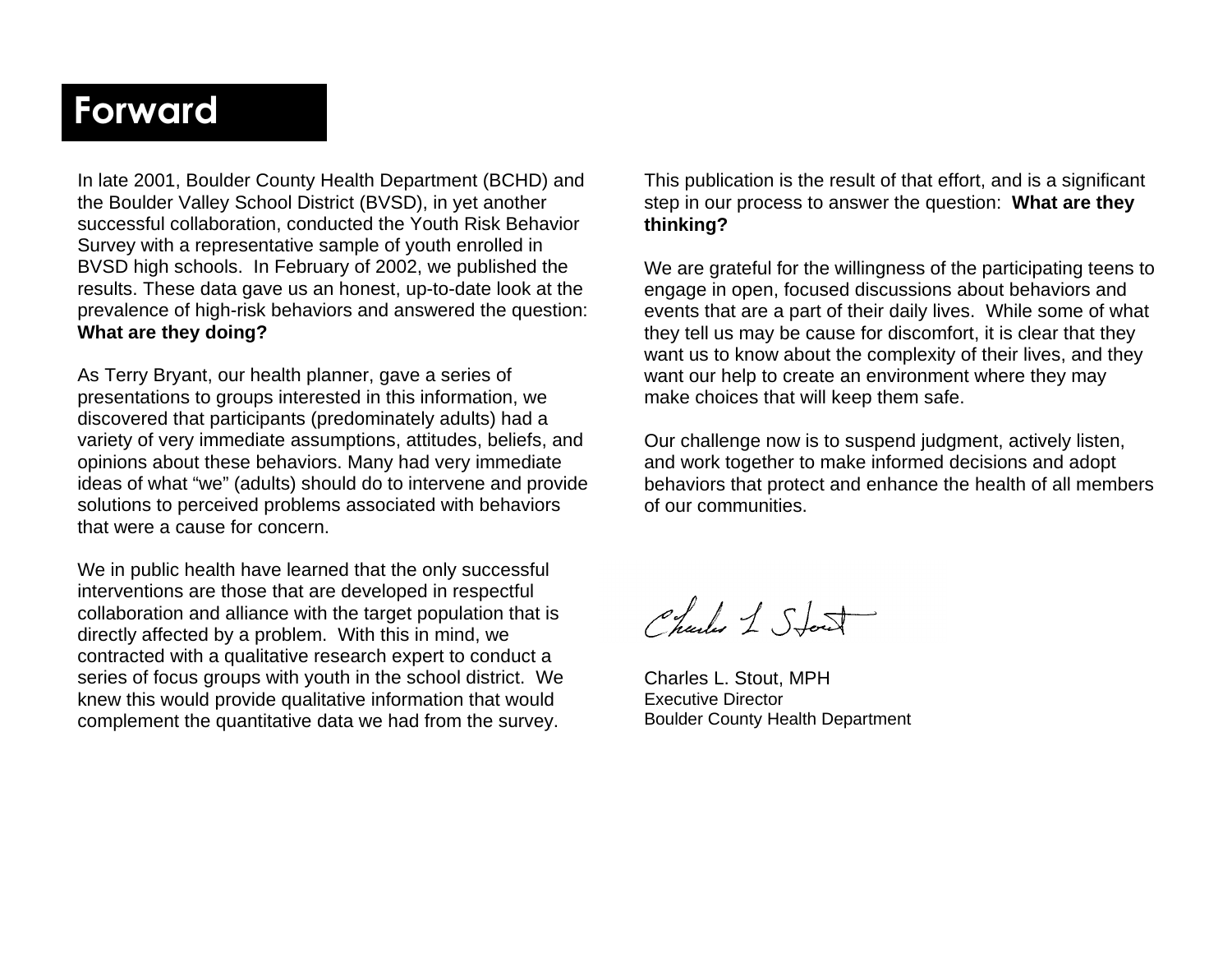# Forward

In late 2001, Boulder County Health Department (BCHD) and the Boulder Valley School District (BVSD), in yet another successful collaboration, conducted the Youth Risk Behavior Survey with a representative sample of youth enrolled in BVSD high schools. In February of 2002, we published the results. These data gave us an honest, up-to-date look at the prevalence of high-risk behaviors and answered the question: **What are they doing?**

As Terry Bryant, our health planner, gave a series of presentations to groups interested in this information, we discovered that participants (predominately adults) had a variety of very immediate assumptions, attitudes, beliefs, and opinions about these behaviors. Many had very immediate ideas of what "we" (adults) should do to intervene and provide solutions to perceived problems associated with behaviors that were a cause for concern.

We in public health have learned that the only successful interventions are those that are developed in respectful collaboration and alliance with the target population that is directly affected by a problem. With this in mind, we contracted with a qualitative research expert to conduct a series of focus groups with youth in the school district. We knew this would provide qualitative information that would complement the quantitative data we had from the survey.

This publication is the result of that effort, and is a significant step in our process to answer the question: **What are they thinking?**

We are grateful for the willingness of the participating teens to engage in open, focused discussions about behaviors and events that are a part of their daily lives. While some of what they tell us may be cause for discomfort, it is clear that they want us to know about the complexity of their lives, and they want our help to create an environment where they may make choices that will keep them safe.

Our challenge now is to suspend judgment, actively listen, and work together to make informed decisions and adopt behaviors that protect and enhance the health of all members of our communities.

Charles L. Stout, MPH
Executive Director
Boulder County Health Department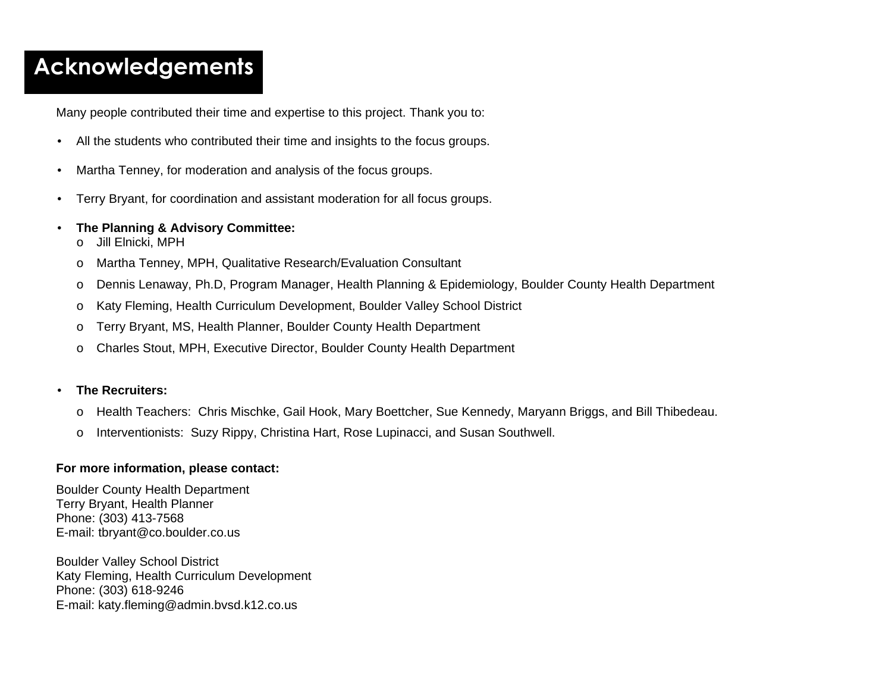# Acknowledgements

Many people contributed their time and expertise to this project. Thank you to:

- All the students who contributed their time and insights to the focus groups.
- Martha Tenney, for moderation and analysis of the focus groups.
- Terry Bryant, for coordination and assistant moderation for all focus groups.
- **The Planning & Advisory Committee:**
  - Jill Elnicki, MPH
  - Martha Tenney, MPH, Qualitative Research/Evaluation Consultant
  - Dennis Lenaway, Ph.D, Program Manager, Health Planning & Epidemiology, Boulder County Health Department
  - Katy Fleming, Health Curriculum Development, Boulder Valley School District
  - Terry Bryant, MS, Health Planner, Boulder County Health Department
  - Charles Stout, MPH, Executive Director, Boulder County Health Department
- **The Recruiters:**
  - Health Teachers: Chris Mischke, Gail Hook, Mary Boettcher, Sue Kennedy, Maryann Briggs, and Bill Thibedeau.
  - Interventionists: Suzy Rippy, Christina Hart, Rose Lupinacci, and Susan Southwell.

**For more information, please contact:**

Boulder County Health Department
Terry Bryant, Health Planner
Phone: (303) 413-7568
E-mail: tbryant@co.boulder.co.us

Boulder Valley School District
Katy Fleming, Health Curriculum Development
Phone: (303) 618-9246
E-mail: katy.fleming@admin.bvsd.k12.co.us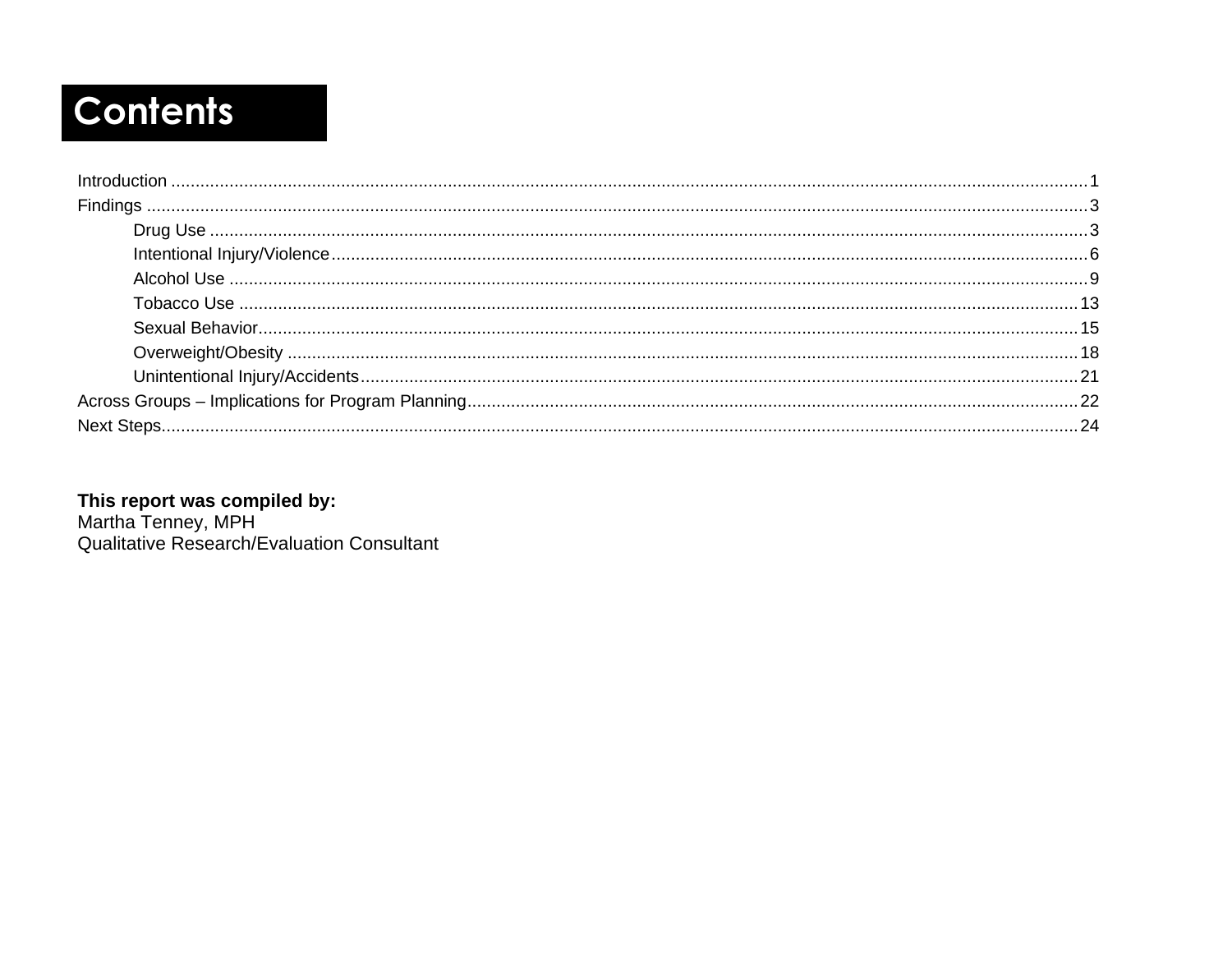# Contents

Introduction .................................................................................................................................................................1
Findings ........................................................................................................................................................................3
- Drug Use ..............................................................................................................................................................3
- Intentional Injury/Violence....................................................................................................................................6
- Alcohol Use ..........................................................................................................................................................9
- Tobacco Use .......................................................................................................................................................13
- Sexual Behavior...................................................................................................................................................15
- Overweight/Obesity ............................................................................................................................................18
- Unintentional Injury/Accidents............................................................................................................................21

Across Groups – Implications for Program Planning..................................................................................................22
Next Steps....................................................................................................................................................................24

**This report was compiled by:**
Martha Tenney, MPH
Qualitative Research/Evaluation Consultant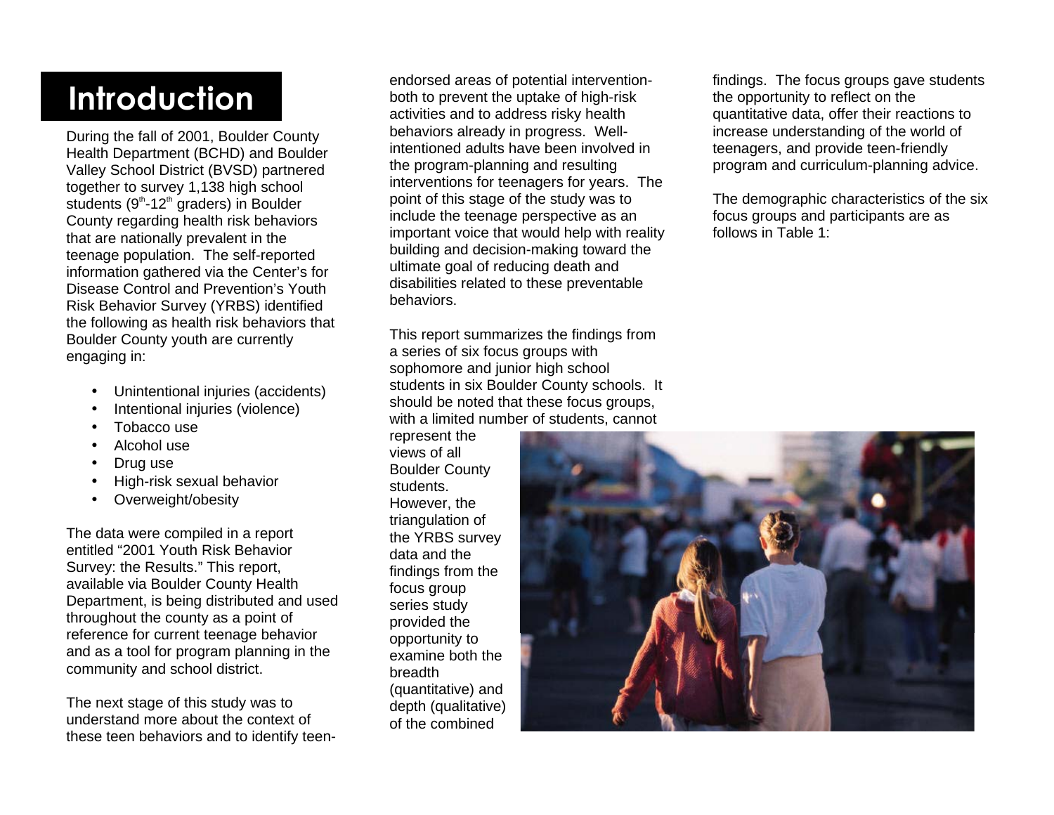# Introduction

During the fall of 2001, Boulder County Health Department (BCHD) and Boulder Valley School District (BVSD) partnered together to survey 1,138 high school students (9th-12th graders) in Boulder County regarding health risk behaviors that are nationally prevalent in the teenage population. The self-reported information gathered via the Center's for Disease Control and Prevention's Youth Risk Behavior Survey (YRBS) identified the following as health risk behaviors that Boulder County youth are currently engaging in:

- Unintentional injuries (accidents)
- Intentional injuries (violence)
- Tobacco use
- Alcohol use
- Drug use
- High-risk sexual behavior
- Overweight/obesity

The data were compiled in a report entitled "2001 Youth Risk Behavior Survey: the Results." This report, available via Boulder County Health Department, is being distributed and used throughout the county as a point of reference for current teenage behavior and as a tool for program planning in the community and school district.

The next stage of this study was to understand more about the context of these teen behaviors and to identify teen-endorsed areas of potential intervention- both to prevent the uptake of high-risk activities and to address risky health behaviors already in progress. Well-intentioned adults have been involved in the program-planning and resulting interventions for teenagers for years. The point of this stage of the study was to include the teenage perspective as an important voice that would help with reality building and decision-making toward the ultimate goal of reducing death and disabilities related to these preventable behaviors.

This report summarizes the findings from a series of six focus groups with sophomore and junior high school students in six Boulder County schools. It should be noted that these focus groups, with a limited number of students, cannot represent the views of all Boulder County students. However, the triangulation of the YRBS survey data and the findings from the focus group series study provided the opportunity to examine both the breadth (quantitative) and depth (qualitative) of the combined findings. The focus groups gave students the opportunity to reflect on the quantitative data, offer their reactions to increase understanding of the world of teenagers, and provide teen-friendly program and curriculum-planning advice.

The demographic characteristics of the six focus groups and participants are as follows in Table 1: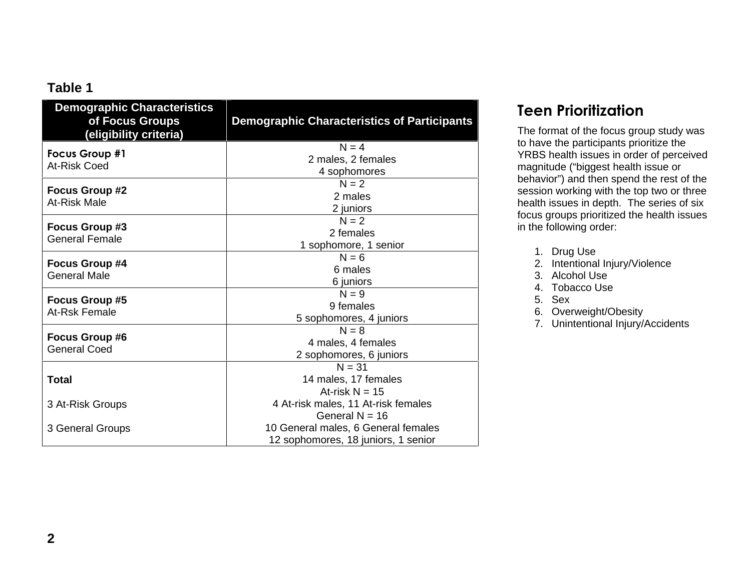**Table 1**

| Demographic Characteristics of Focus Groups (eligibility criteria) | Demographic Characteristics of Participants |
|---|---|
| **Focus Group #1**<br>At-Risk Coed | N = 4<br>2 males, 2 females<br>4 sophomores |
| **Focus Group #2**<br>At-Risk Male | N = 2<br>2 males<br>2 juniors |
| **Focus Group #3**<br>General Female | N = 2<br>2 females<br>1 sophomore, 1 senior |
| **Focus Group #4**<br>General Male | N = 6<br>6 males<br>6 juniors |
| **Focus Group #5**<br>At-Rsk Female | N = 9<br>9 females<br>5 sophomores, 4 juniors |
| **Focus Group #6**<br>General Coed | N = 8<br>4 males, 4 females<br>2 sophomores, 6 juniors |
| **Total**<br><br>3 At-Risk Groups<br><br>3 General Groups | N = 31<br>14 males, 17 females<br>At-risk N = 15<br>4 At-risk males, 11 At-risk females<br>General N = 16<br>10 General males, 6 General females<br>12 sophomores, 18 juniors, 1 senior |

## Teen Prioritization

The format of the focus group study was to have the participants prioritize the YRBS health issues in order of perceived magnitude ("biggest health issue or behavior") and then spend the rest of the session working with the top two or three health issues in depth. The series of six focus groups prioritized the health issues in the following order:

1. Drug Use
2. Intentional Injury/Violence
3. Alcohol Use
4. Tobacco Use
5. Sex
6. Overweight/Obesity
7. Unintentional Injury/Accidents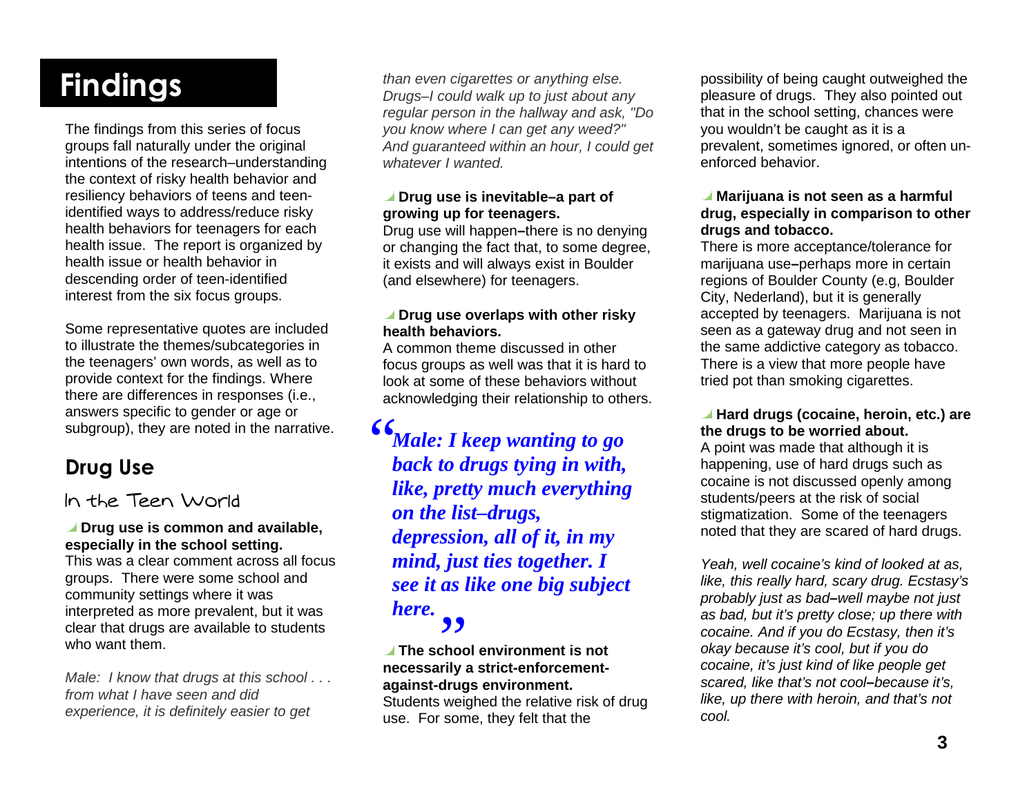# Findings

The findings from this series of focus groups fall naturally under the original intentions of the research–understanding the context of risky health behavior and resiliency behaviors of teens and teen-identified ways to address/reduce risky health behaviors for teenagers for each health issue. The report is organized by health issue or health behavior in descending order of teen-identified interest from the six focus groups.

Some representative quotes are included to illustrate the themes/subcategories in the teenagers' own words, as well as to provide context for the findings. Where there are differences in responses (i.e., answers specific to gender or age or subgroup), they are noted in the narrative.

## Drug Use

### In the Teen World

**Drug use is common and available, especially in the school setting.**
This was a clear comment across all focus groups. There were some school and community settings where it was interpreted as more prevalent, but it was clear that drugs are available to students who want them.

*Male: I know that drugs at this school . . . from what I have seen and did experience, it is definitely easier to get than even cigarettes or anything else. Drugs–I could walk up to just about any regular person in the hallway and ask, "Do you know where I can get any weed?" And guaranteed within an hour, I could get whatever I wanted.*

**Drug use is inevitable–a part of growing up for teenagers.**
Drug use will happen–there is no denying or changing the fact that, to some degree, it exists and will always exist in Boulder (and elsewhere) for teenagers.

**Drug use overlaps with other risky health behaviors.**
A common theme discussed in other focus groups as well was that it is hard to look at some of these behaviors without acknowledging their relationship to others.

> ***"Male: I keep wanting to go back to drugs tying in with, like, pretty much everything on the list–drugs, depression, all of it, in my mind, just ties together. I see it as like one big subject here."***

**The school environment is not necessarily a strict-enforcement-against-drugs environment.**
Students weighed the relative risk of drug use. For some, they felt that the possibility of being caught outweighed the pleasure of drugs. They also pointed out that in the school setting, chances were you wouldn't be caught as it is a prevalent, sometimes ignored, or often un-enforced behavior.

**Marijuana is not seen as a harmful drug, especially in comparison to other drugs and tobacco.**
There is more acceptance/tolerance for marijuana use–perhaps more in certain regions of Boulder County (e.g, Boulder City, Nederland), but it is generally accepted by teenagers. Marijuana is not seen as a gateway drug and not seen in the same addictive category as tobacco. There is a view that more people have tried pot than smoking cigarettes.

**Hard drugs (cocaine, heroin, etc.) are the drugs to be worried about.**
A point was made that although it is happening, use of hard drugs such as cocaine is not discussed openly among students/peers at the risk of social stigmatization. Some of the teenagers noted that they are scared of hard drugs.

*Yeah, well cocaine's kind of looked at as, like, this really hard, scary drug. Ecstasy's probably just as bad–well maybe not just as bad, but it's pretty close; up there with cocaine. And if you do Ecstasy, then it's okay because it's cool, but if you do cocaine, it's just kind of like people get scared, like that's not cool–because it's, like, up there with heroin, and that's not cool.*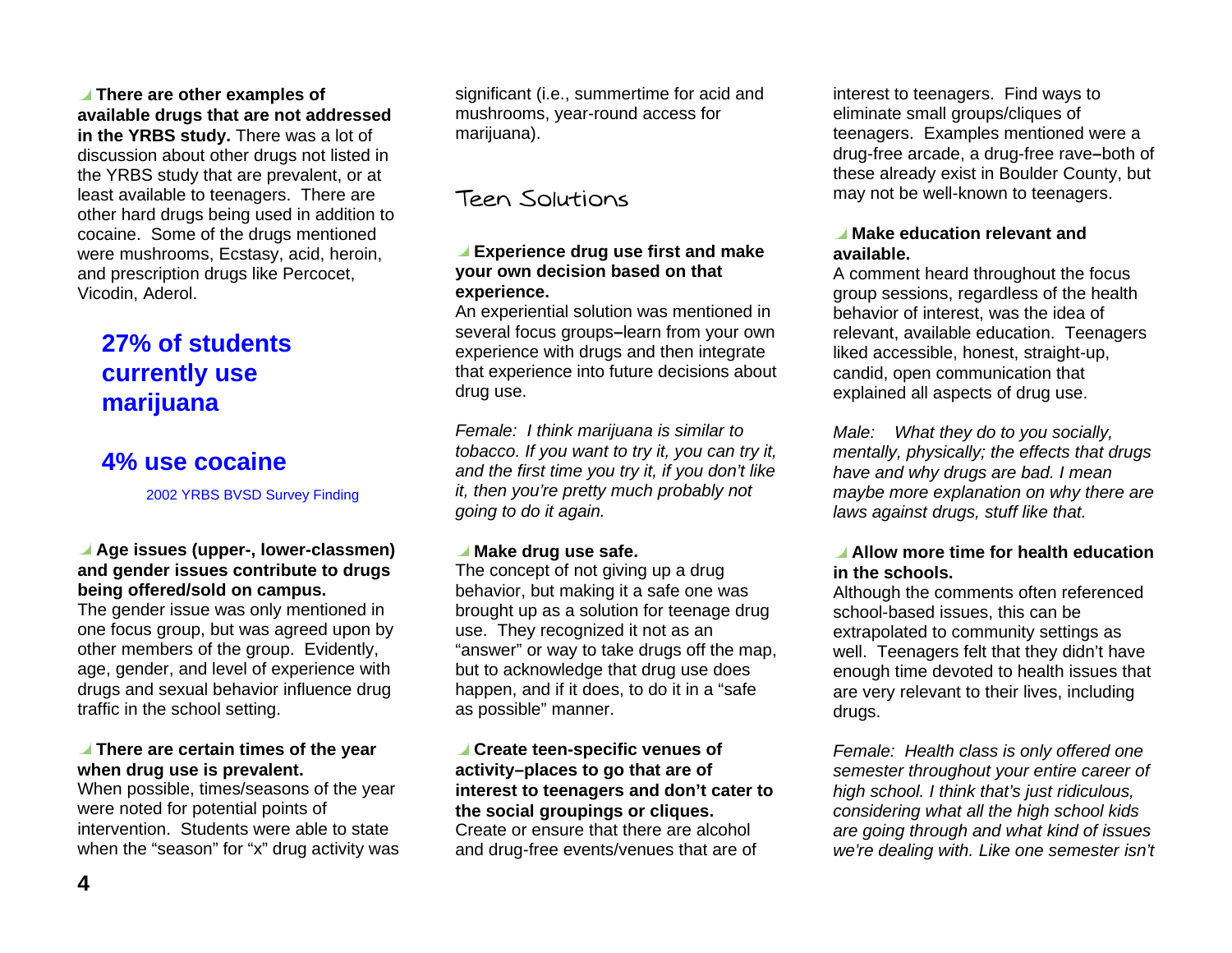**There are other examples of available drugs that are not addressed in the YRBS study.** There was a lot of discussion about other drugs not listed in the YRBS study that are prevalent, or at least available to teenagers. There are other hard drugs being used in addition to cocaine. Some of the drugs mentioned were mushrooms, Ecstasy, acid, heroin, and prescription drugs like Percocet, Vicodin, Aderol.

> **27% of students currently use marijuana**
>
> **4% use cocaine**
>
> 2002 YRBS BVSD Survey Finding

**Age issues (upper-, lower-classmen) and gender issues contribute to drugs being offered/sold on campus.**
The gender issue was only mentioned in one focus group, but was agreed upon by other members of the group. Evidently, age, gender, and level of experience with drugs and sexual behavior influence drug traffic in the school setting.

**There are certain times of the year when drug use is prevalent.**
When possible, times/seasons of the year were noted for potential points of intervention. Students were able to state when the "season" for "x" drug activity was significant (i.e., summertime for acid and mushrooms, year-round access for marijuana).

## Teen Solutions

**Experience drug use first and make your own decision based on that experience.**
An experiential solution was mentioned in several focus groups–learn from your own experience with drugs and then integrate that experience into future decisions about drug use.

*Female: I think marijuana is similar to tobacco. If you want to try it, you can try it, and the first time you try it, if you don't like it, then you're pretty much probably not going to do it again.*

**Make drug use safe.**
The concept of not giving up a drug behavior, but making it a safe one was brought up as a solution for teenage drug use. They recognized it not as an "answer" or way to take drugs off the map, but to acknowledge that drug use does happen, and if it does, to do it in a "safe as possible" manner.

**Create teen-specific venues of activity–places to go that are of interest to teenagers and don't cater to the social groupings or cliques.**
Create or ensure that there are alcohol and drug-free events/venues that are of interest to teenagers. Find ways to eliminate small groups/cliques of teenagers. Examples mentioned were a drug-free arcade, a drug-free rave–both of these already exist in Boulder County, but may not be well-known to teenagers.

**Make education relevant and available.**
A comment heard throughout the focus group sessions, regardless of the health behavior of interest, was the idea of relevant, available education. Teenagers liked accessible, honest, straight-up, candid, open communication that explained all aspects of drug use.

*Male: What they do to you socially, mentally, physically; the effects that drugs have and why drugs are bad. I mean maybe more explanation on why there are laws against drugs, stuff like that.*

**Allow more time for health education in the schools.**
Although the comments often referenced school-based issues, this can be extrapolated to community settings as well. Teenagers felt that they didn't have enough time devoted to health issues that are very relevant to their lives, including drugs.

*Female: Health class is only offered one semester throughout your entire career of high school. I think that's just ridiculous, considering what all the high school kids are going through and what kind of issues we're dealing with. Like one semester isn't*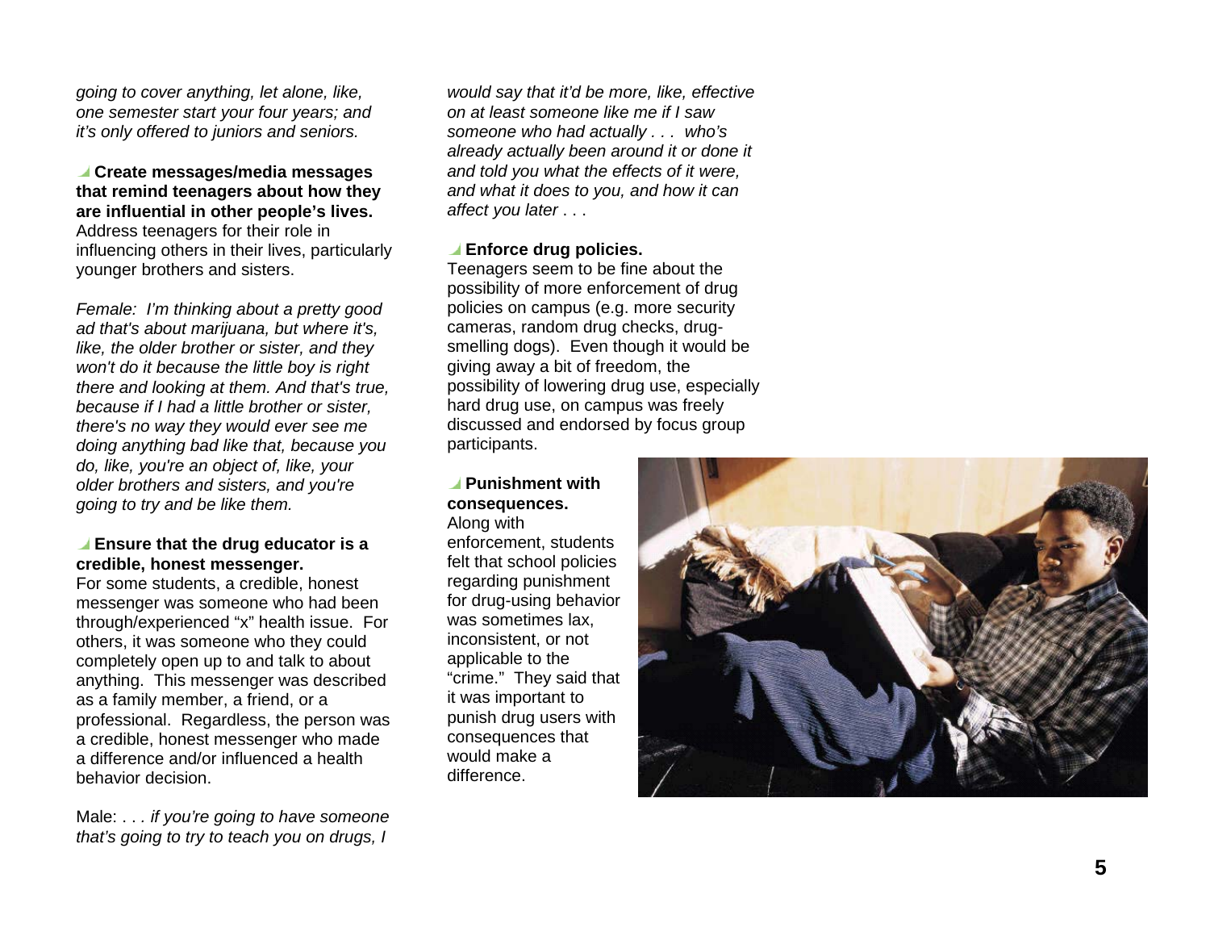*going to cover anything, let alone, like, one semester start your four years; and it's only offered to juniors and seniors.*

**Create messages/media messages that remind teenagers about how they are influential in other people's lives.**
Address teenagers for their role in influencing others in their lives, particularly younger brothers and sisters.

*Female: I'm thinking about a pretty good ad that's about marijuana, but where it's, like, the older brother or sister, and they won't do it because the little boy is right there and looking at them. And that's true, because if I had a little brother or sister, there's no way they would ever see me doing anything bad like that, because you do, like, you're an object of, like, your older brothers and sisters, and you're going to try and be like them.*

**Ensure that the drug educator is a credible, honest messenger.**
For some students, a credible, honest messenger was someone who had been through/experienced "x" health issue. For others, it was someone who they could completely open up to and talk to about anything. This messenger was described as a family member, a friend, or a professional. Regardless, the person was a credible, honest messenger who made a difference and/or influenced a health behavior decision.

Male: *. . . if you're going to have someone that's going to try to teach you on drugs, I would say that it'd be more, like, effective on at least someone like me if I saw someone who had actually . . . who's already actually been around it or done it and told you what the effects of it were, and what it does to you, and how it can affect you later . . .*

**Enforce drug policies.**
Teenagers seem to be fine about the possibility of more enforcement of drug policies on campus (e.g. more security cameras, random drug checks, drug-smelling dogs). Even though it would be giving away a bit of freedom, the possibility of lowering drug use, especially hard drug use, on campus was freely discussed and endorsed by focus group participants.

**Punishment with consequences.**
Along with enforcement, students felt that school policies regarding punishment for drug-using behavior was sometimes lax, inconsistent, or not applicable to the "crime." They said that it was important to punish drug users with consequences that would make a difference.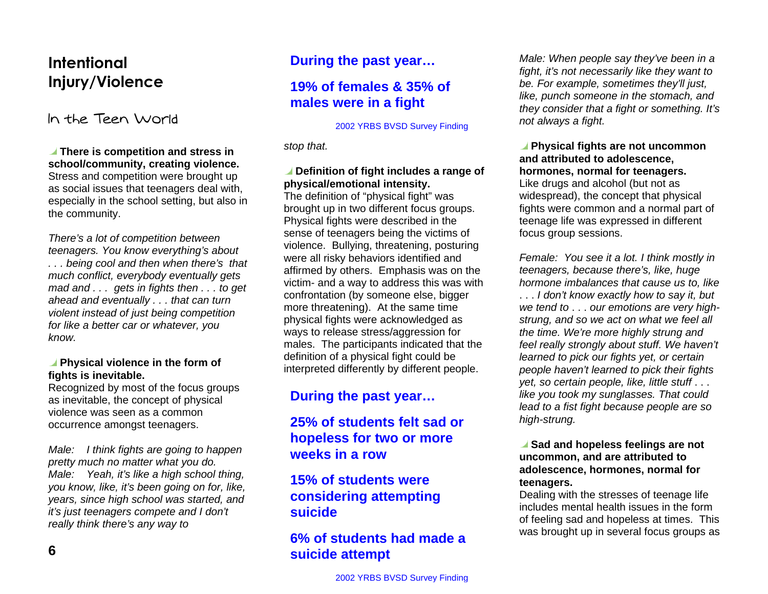# Intentional Injury/Violence

## In the Teen World

**There is competition and stress in school/community, creating violence.**
Stress and competition were brought up as social issues that teenagers deal with, especially in the school setting, but also in the community.

*There's a lot of competition between teenagers. You know everything's about . . . being cool and then when there's that much conflict, everybody eventually gets mad and . . . gets in fights then . . . to get ahead and eventually . . . that can turn violent instead of just being competition for like a better car or whatever, you know.*

**Physical violence in the form of fights is inevitable.**
Recognized by most of the focus groups as inevitable, the concept of physical violence was seen as a common occurrence amongst teenagers.

*Male: I think fights are going to happen pretty much no matter what you do.*
*Male: Yeah, it's like a high school thing, you know, like, it's been going on for, like, years, since high school was started, and it's just teenagers compete and I don't really think there's any way to stop that.*

**During the past year…**

**19% of females & 35% of males were in a fight**

2002 YRBS BVSD Survey Finding

**Definition of fight includes a range of physical/emotional intensity.**
The definition of "physical fight" was brought up in two different focus groups. Physical fights were described in the sense of teenagers being the victims of violence. Bullying, threatening, posturing were all risky behaviors identified and affirmed by others. Emphasis was on the victim- and a way to address this was with confrontation (by someone else, bigger more threatening). At the same time physical fights were acknowledged as ways to release stress/aggression for males. The participants indicated that the definition of a physical fight could be interpreted differently by different people.

**During the past year…**

**25% of students felt sad or hopeless for two or more weeks in a row**

**15% of students were considering attempting suicide**

**6% of students had made a suicide attempt**

2002 YRBS BVSD Survey Finding

*Male: When people say they've been in a fight, it's not necessarily like they want to be. For example, sometimes they'll just, like, punch someone in the stomach, and they consider that a fight or something. It's not always a fight.*

**Physical fights are not uncommon and attributed to adolescence, hormones, normal for teenagers.**
Like drugs and alcohol (but not as widespread), the concept that physical fights were common and a normal part of teenage life was expressed in different focus group sessions.

*Female: You see it a lot. I think mostly in teenagers, because there's, like, huge hormone imbalances that cause us to, like . . . I don't know exactly how to say it, but we tend to . . . our emotions are very high-strung, and so we act on what we feel all the time. We're more highly strung and feel really strongly about stuff. We haven't learned to pick our fights yet, or certain people haven't learned to pick their fights yet, so certain people, like, little stuff . . . like you took my sunglasses. That could lead to a fist fight because people are so high-strung.*

**Sad and hopeless feelings are not uncommon, and are attributed to adolescence, hormones, normal for teenagers.**
Dealing with the stresses of teenage life includes mental health issues in the form of feeling sad and hopeless at times. This was brought up in several focus groups as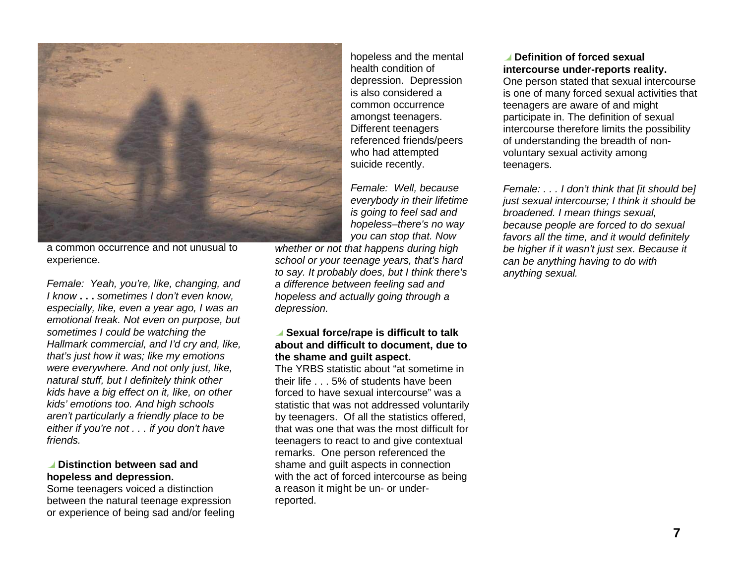a common occurrence and not unusual to experience.

*Female: Yeah, you're, like, changing, and I know* **. . .** *sometimes I don't even know, especially, like, even a year ago, I was an emotional freak. Not even on purpose, but sometimes I could be watching the Hallmark commercial, and I'd cry and, like, that's just how it was; like my emotions were everywhere. And not only just, like, natural stuff, but I definitely think other kids have a big effect on it, like, on other kids' emotions too. And high schools aren't particularly a friendly place to be either if you're not . . . if you don't have friends.*

**Distinction between sad and hopeless and depression.**

Some teenagers voiced a distinction between the natural teenage expression or experience of being sad and/or feeling hopeless and the mental health condition of depression. Depression is also considered a common occurrence amongst teenagers. Different teenagers referenced friends/peers who had attempted suicide recently.

*Female: Well, because everybody in their lifetime is going to feel sad and hopeless–there's no way you can stop that. Now whether or not that happens during high school or your teenage years, that's hard to say. It probably does, but I think there's a difference between feeling sad and hopeless and actually going through a depression.*

**Sexual force/rape is difficult to talk about and difficult to document, due to the shame and guilt aspect.**

The YRBS statistic about "at sometime in their life . . . 5% of students have been forced to have sexual intercourse" was a statistic that was not addressed voluntarily by teenagers. Of all the statistics offered, that was one that was the most difficult for teenagers to react to and give contextual remarks. One person referenced the shame and guilt aspects in connection with the act of forced intercourse as being a reason it might be un- or under-reported.

**Definition of forced sexual intercourse under-reports reality.**

One person stated that sexual intercourse is one of many forced sexual activities that teenagers are aware of and might participate in. The definition of sexual intercourse therefore limits the possibility of understanding the breadth of non-voluntary sexual activity among teenagers.

*Female: . . . I don't think that [it should be] just sexual intercourse; I think it should be broadened. I mean things sexual, because people are forced to do sexual favors all the time, and it would definitely be higher if it wasn't just sex. Because it can be anything having to do with anything sexual.*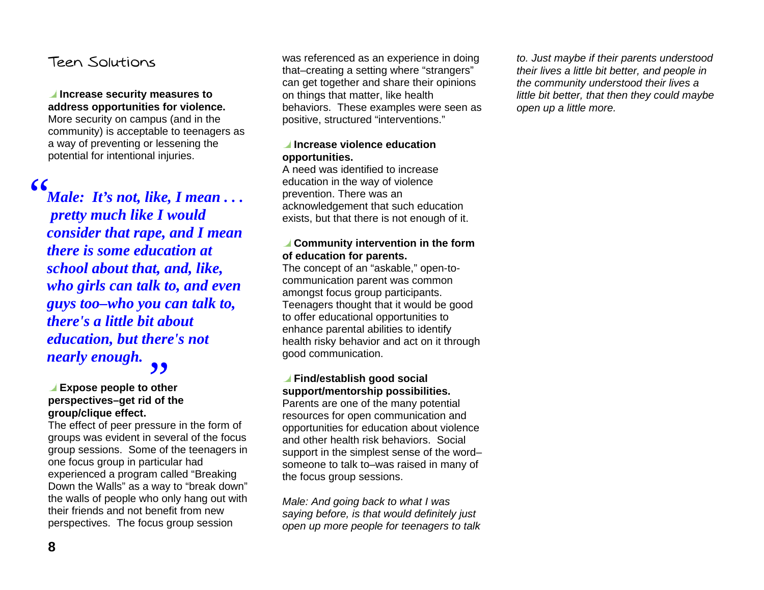## Teen Solutions

**Increase security measures to address opportunities for violence.** More security on campus (and in the community) is acceptable to teenagers as a way of preventing or lessening the potential for intentional injuries.

> ***"Male: It's not, like, I mean . . . pretty much like I would consider that rape, and I mean there is some education at school about that, and, like, who girls can talk to, and even guys too–who you can talk to, there's a little bit about education, but there's not nearly enough."***

**Expose people to other perspectives–get rid of the group/clique effect.** The effect of peer pressure in the form of groups was evident in several of the focus group sessions. Some of the teenagers in one focus group in particular had experienced a program called "Breaking Down the Walls" as a way to "break down" the walls of people who only hang out with their friends and not benefit from new perspectives. The focus group session was referenced as an experience in doing that–creating a setting where "strangers" can get together and share their opinions on things that matter, like health behaviors. These examples were seen as positive, structured "interventions."

**Increase violence education opportunities.** A need was identified to increase education in the way of violence prevention. There was an acknowledgement that such education exists, but that there is not enough of it.

**Community intervention in the form of education for parents.** The concept of an "askable," open-to-communication parent was common amongst focus group participants. Teenagers thought that it would be good to offer educational opportunities to enhance parental abilities to identify health risky behavior and act on it through good communication.

**Find/establish good social support/mentorship possibilities.** Parents are one of the many potential resources for open communication and opportunities for education about violence and other health risk behaviors. Social support in the simplest sense of the word–someone to talk to–was raised in many of the focus group sessions.

*Male: And going back to what I was saying before, is that would definitely just open up more people for teenagers to talk to. Just maybe if their parents understood their lives a little bit better, and people in the community understood their lives a little bit better, that then they could maybe open up a little more.*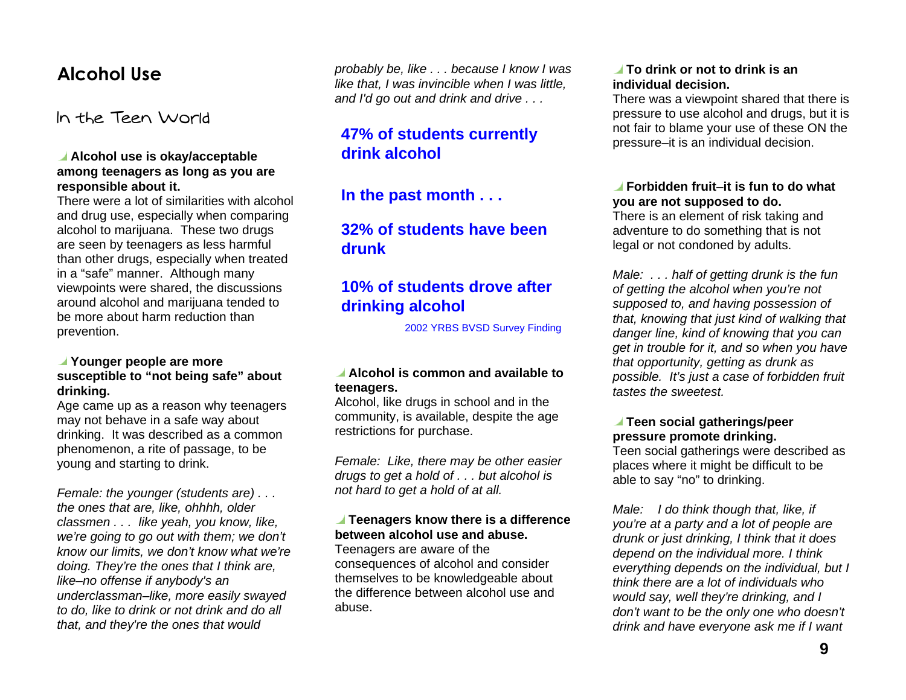# Alcohol Use

## In the Teen World

**Alcohol use is okay/acceptable among teenagers as long as you are responsible about it.**
There were a lot of similarities with alcohol and drug use, especially when comparing alcohol to marijuana. These two drugs are seen by teenagers as less harmful than other drugs, especially when treated in a "safe" manner. Although many viewpoints were shared, the discussions around alcohol and marijuana tended to be more about harm reduction than prevention.

**Younger people are more susceptible to "not being safe" about drinking.**
Age came up as a reason why teenagers may not behave in a safe way about drinking. It was described as a common phenomenon, a rite of passage, to be young and starting to drink.

*Female: the younger (students are) . . . the ones that are, like, ohhhh, older classmen . . . like yeah, you know, like, we're going to go out with them; we don't know our limits, we don't know what we're doing. They're the ones that I think are, like–no offense if anybody's an underclassman–like, more easily swayed to do, like to drink or not drink and do all that, and they're the ones that would probably be, like . . . because I know I was like that, I was invincible when I was little, and I'd go out and drink and drive . . .*

**47% of students currently drink alcohol**

**In the past month . . .**

**32% of students have been drunk**

**10% of students drove after drinking alcohol**

2002 YRBS BVSD Survey Finding

**Alcohol is common and available to teenagers.**
Alcohol, like drugs in school and in the community, is available, despite the age restrictions for purchase.

*Female: Like, there may be other easier drugs to get a hold of . . . but alcohol is not hard to get a hold of at all.*

**Teenagers know there is a difference between alcohol use and abuse.**
Teenagers are aware of the consequences of alcohol and consider themselves to be knowledgeable about the difference between alcohol use and abuse.

**To drink or not to drink is an individual decision.**
There was a viewpoint shared that there is pressure to use alcohol and drugs, but it is not fair to blame your use of these ON the pressure–it is an individual decision.

**Forbidden fruit–it is fun to do what you are not supposed to do.**
There is an element of risk taking and adventure to do something that is not legal or not condoned by adults.

*Male: . . . half of getting drunk is the fun of getting the alcohol when you're not supposed to, and having possession of that, knowing that just kind of walking that danger line, kind of knowing that you can get in trouble for it, and so when you have that opportunity, getting as drunk as possible. It's just a case of forbidden fruit tastes the sweetest.*

**Teen social gatherings/peer pressure promote drinking.**
Teen social gatherings were described as places where it might be difficult to be able to say "no" to drinking.

*Male: I do think though that, like, if you're at a party and a lot of people are drunk or just drinking, I think that it does depend on the individual more. I think everything depends on the individual, but I think there are a lot of individuals who would say, well they're drinking, and I don't want to be the only one who doesn't drink and have everyone ask me if I want*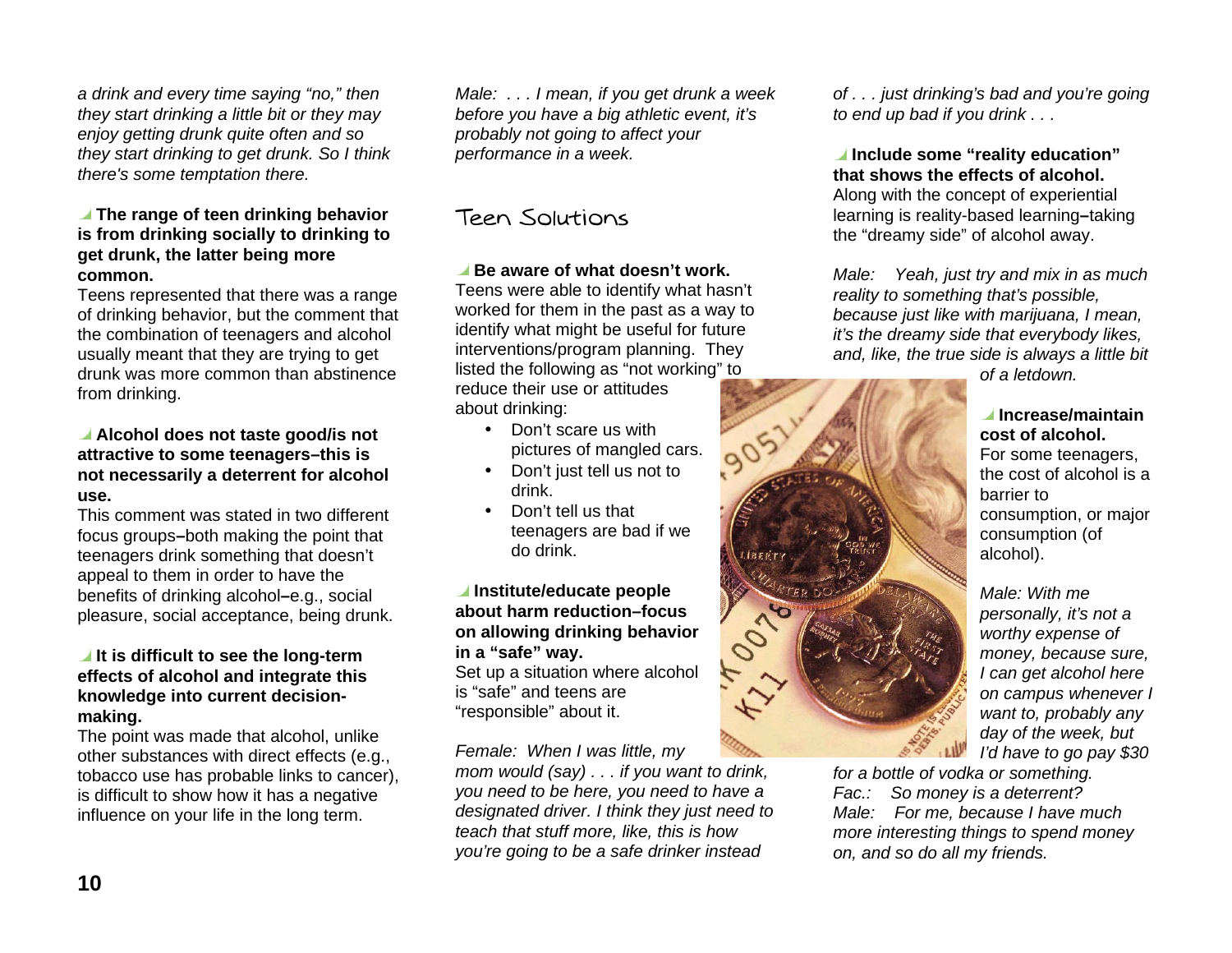*a drink and every time saying "no," then they start drinking a little bit or they may enjoy getting drunk quite often and so they start drinking to get drunk. So I think there's some temptation there.*

**The range of teen drinking behavior is from drinking socially to drinking to get drunk, the latter being more common.**
Teens represented that there was a range of drinking behavior, but the comment that the combination of teenagers and alcohol usually meant that they are trying to get drunk was more common than abstinence from drinking.

**Alcohol does not taste good/is not attractive to some teenagers–this is not necessarily a deterrent for alcohol use.**
This comment was stated in two different focus groups–both making the point that teenagers drink something that doesn't appeal to them in order to have the benefits of drinking alcohol–e.g., social pleasure, social acceptance, being drunk.

**It is difficult to see the long-term effects of alcohol and integrate this knowledge into current decision-making.**
The point was made that alcohol, unlike other substances with direct effects (e.g., tobacco use has probable links to cancer), is difficult to show how it has a negative influence on your life in the long term.

*Male: . . . I mean, if you get drunk a week before you have a big athletic event, it's probably not going to affect your performance in a week.*

## Teen Solutions

**Be aware of what doesn't work.**
Teens were able to identify what hasn't worked for them in the past as a way to identify what might be useful for future interventions/program planning. They listed the following as "not working" to reduce their use or attitudes about drinking:

- Don't scare us with pictures of mangled cars.
- Don't just tell us not to drink.
- Don't tell us that teenagers are bad if we do drink.

**Institute/educate people about harm reduction–focus on allowing drinking behavior in a "safe" way.**
Set up a situation where alcohol is "safe" and teens are "responsible" about it.

*Female: When I was little, my mom would (say) . . . if you want to drink, you need to be here, you need to have a designated driver. I think they just need to teach that stuff more, like, this is how you're going to be a safe drinker instead of . . . just drinking's bad and you're going to end up bad if you drink . . .*

**Include some "reality education" that shows the effects of alcohol.**
Along with the concept of experiential learning is reality-based learning–taking the "dreamy side" of alcohol away.

*Male: Yeah, just try and mix in as much reality to something that's possible, because just like with marijuana, I mean, it's the dreamy side that everybody likes, and, like, the true side is always a little bit of a letdown.*

**Increase/maintain cost of alcohol.**
For some teenagers, the cost of alcohol is a barrier to consumption, or major consumption (of alcohol).

*Male: With me personally, it's not a worthy expense of money, because sure, I can get alcohol here on campus whenever I want to, probably any day of the week, but I'd have to go pay $30 for a bottle of vodka or something.*
*Fac.: So money is a deterrent?*
*Male: For me, because I have much more interesting things to spend money on, and so do all my friends.*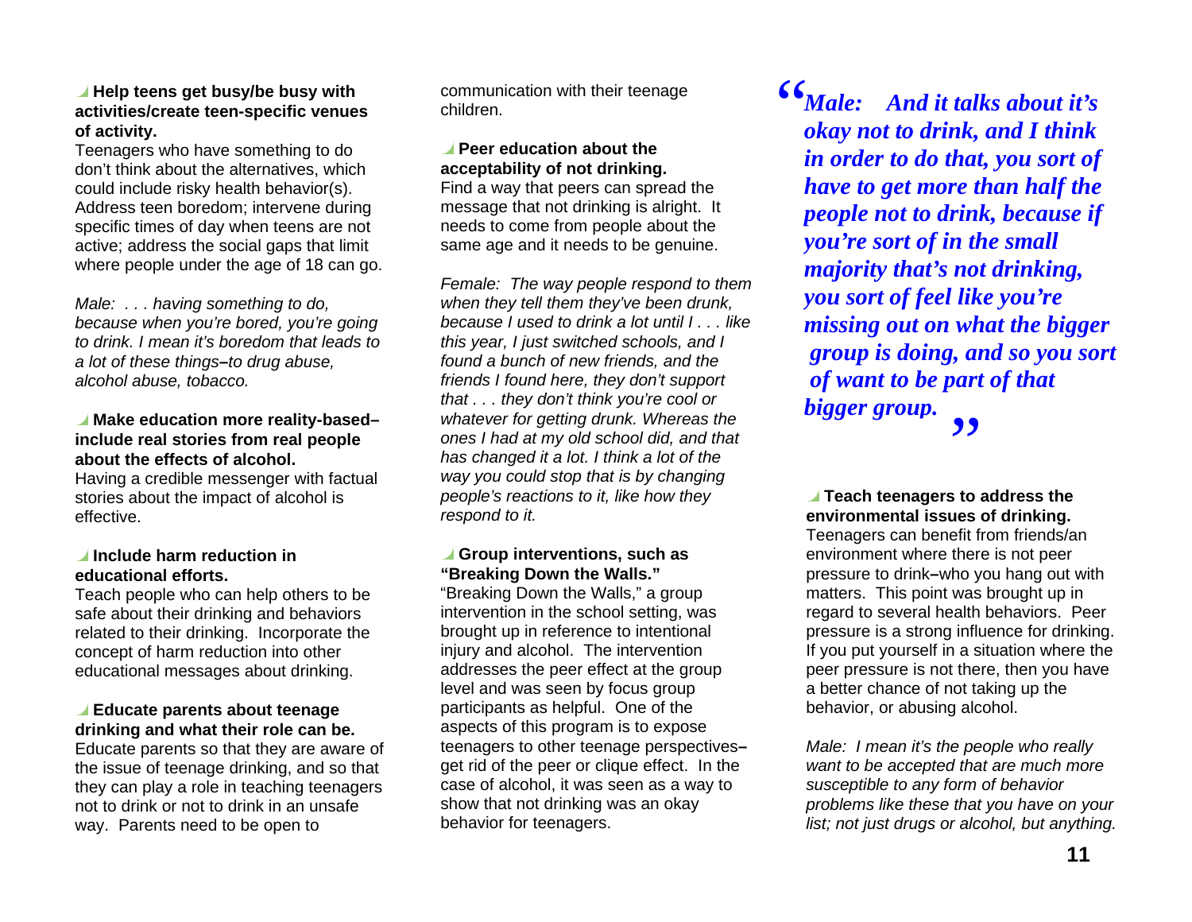**Help teens get busy/be busy with activities/create teen-specific venues of activity.**

Teenagers who have something to do don't think about the alternatives, which could include risky health behavior(s). Address teen boredom; intervene during specific times of day when teens are not active; address the social gaps that limit where people under the age of 18 can go.

*Male: . . . having something to do, because when you're bored, you're going to drink. I mean it's boredom that leads to a lot of these things–to drug abuse, alcohol abuse, tobacco.*

**Make education more reality-based–include real stories from real people about the effects of alcohol.**

Having a credible messenger with factual stories about the impact of alcohol is effective.

**Include harm reduction in educational efforts.**

Teach people who can help others to be safe about their drinking and behaviors related to their drinking. Incorporate the concept of harm reduction into other educational messages about drinking.

**Educate parents about teenage drinking and what their role can be.**

Educate parents so that they are aware of the issue of teenage drinking, and so that they can play a role in teaching teenagers not to drink or not to drink in an unsafe way. Parents need to be open to communication with their teenage children.

**Peer education about the acceptability of not drinking.**

Find a way that peers can spread the message that not drinking is alright. It needs to come from people about the same age and it needs to be genuine.

*Female: The way people respond to them when they tell them they've been drunk, because I used to drink a lot until I . . . like this year, I just switched schools, and I found a bunch of new friends, and the friends I found here, they don't support that . . . they don't think you're cool or whatever for getting drunk. Whereas the ones I had at my old school did, and that has changed it a lot. I think a lot of the way you could stop that is by changing people's reactions to it, like how they respond to it.*

**Group interventions, such as "Breaking Down the Walls."**

"Breaking Down the Walls," a group intervention in the school setting, was brought up in reference to intentional injury and alcohol. The intervention addresses the peer effect at the group level and was seen by focus group participants as helpful. One of the aspects of this program is to expose teenagers to other teenage perspectives–get rid of the peer or clique effect. In the case of alcohol, it was seen as a way to show that not drinking was an okay behavior for teenagers.

> ***"Male: And it talks about it's okay not to drink, and I think in order to do that, you sort of have to get more than half the people not to drink, because if you're sort of in the small majority that's not drinking, you sort of feel like you're missing out on what the bigger group is doing, and so you sort of want to be part of that bigger group."***

**Teach teenagers to address the environmental issues of drinking.**

Teenagers can benefit from friends/an environment where there is not peer pressure to drink–who you hang out with matters. This point was brought up in regard to several health behaviors. Peer pressure is a strong influence for drinking. If you put yourself in a situation where the peer pressure is not there, then you have a better chance of not taking up the behavior, or abusing alcohol.

*Male: I mean it's the people who really want to be accepted that are much more susceptible to any form of behavior problems like these that you have on your list; not just drugs or alcohol, but anything.*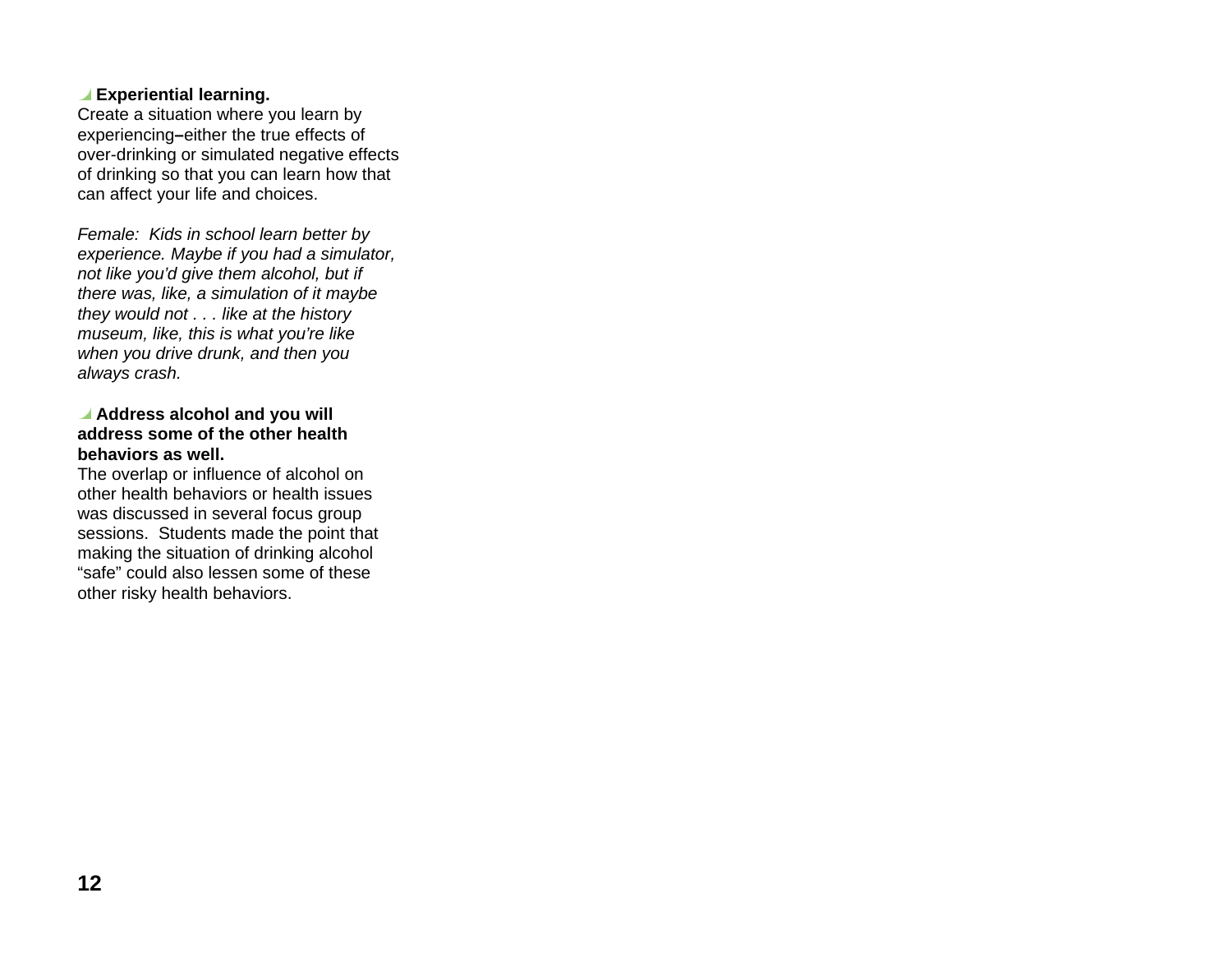**Experiential learning.**
Create a situation where you learn by experiencing–either the true effects of over-drinking or simulated negative effects of drinking so that you can learn how that can affect your life and choices.

*Female: Kids in school learn better by experience. Maybe if you had a simulator, not like you'd give them alcohol, but if there was, like, a simulation of it maybe they would not . . . like at the history museum, like, this is what you're like when you drive drunk, and then you always crash.*

**Address alcohol and you will address some of the other health behaviors as well.**
The overlap or influence of alcohol on other health behaviors or health issues was discussed in several focus group sessions. Students made the point that making the situation of drinking alcohol "safe" could also lessen some of these other risky health behaviors.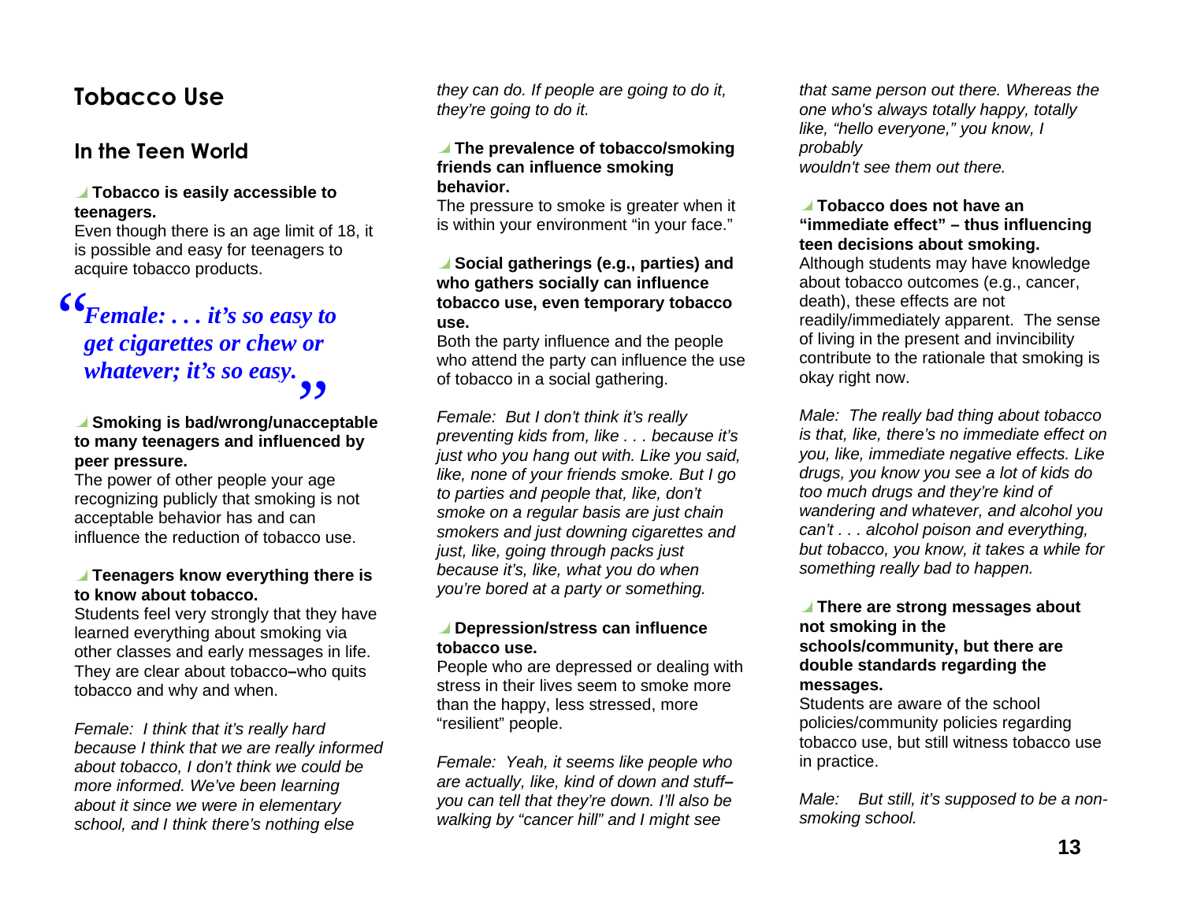# Tobacco Use

## In the Teen World

**Tobacco is easily accessible to teenagers.**
Even though there is an age limit of 18, it is possible and easy for teenagers to acquire tobacco products.

> ***"Female: . . . it's so easy to get cigarettes or chew or whatever; it's so easy."***

**Smoking is bad/wrong/unacceptable to many teenagers and influenced by peer pressure.**
The power of other people your age recognizing publicly that smoking is not acceptable behavior has and can influence the reduction of tobacco use.

**Teenagers know everything there is to know about tobacco.**
Students feel very strongly that they have learned everything about smoking via other classes and early messages in life. They are clear about tobacco–who quits tobacco and why and when.

*Female: I think that it's really hard because I think that we are really informed about tobacco, I don't think we could be more informed. We've been learning about it since we were in elementary school, and I think there's nothing else they can do. If people are going to do it, they're going to do it.*

**The prevalence of tobacco/smoking friends can influence smoking behavior.**
The pressure to smoke is greater when it is within your environment "in your face."

**Social gatherings (e.g., parties) and who gathers socially can influence tobacco use, even temporary tobacco use.**
Both the party influence and the people who attend the party can influence the use of tobacco in a social gathering.

*Female: But I don't think it's really preventing kids from, like . . . because it's just who you hang out with. Like you said, like, none of your friends smoke. But I go to parties and people that, like, don't smoke on a regular basis are just chain smokers and just downing cigarettes and just, like, going through packs just because it's, like, what you do when you're bored at a party or something.*

**Depression/stress can influence tobacco use.**
People who are depressed or dealing with stress in their lives seem to smoke more than the happy, less stressed, more "resilient" people.

*Female: Yeah, it seems like people who are actually, like, kind of down and stuff–you can tell that they're down. I'll also be walking by "cancer hill" and I might see that same person out there. Whereas the one who's always totally happy, totally like, "hello everyone," you know, I probably wouldn't see them out there.*

**Tobacco does not have an "immediate effect" – thus influencing teen decisions about smoking.**
Although students may have knowledge about tobacco outcomes (e.g., cancer, death), these effects are not readily/immediately apparent. The sense of living in the present and invincibility contribute to the rationale that smoking is okay right now.

*Male: The really bad thing about tobacco is that, like, there's no immediate effect on you, like, immediate negative effects. Like drugs, you know you see a lot of kids do too much drugs and they're kind of wandering and whatever, and alcohol you can't . . . alcohol poison and everything, but tobacco, you know, it takes a while for something really bad to happen.*

**There are strong messages about not smoking in the schools/community, but there are double standards regarding the messages.**
Students are aware of the school policies/community policies regarding tobacco use, but still witness tobacco use in practice.

*Male: But still, it's supposed to be a non-smoking school.*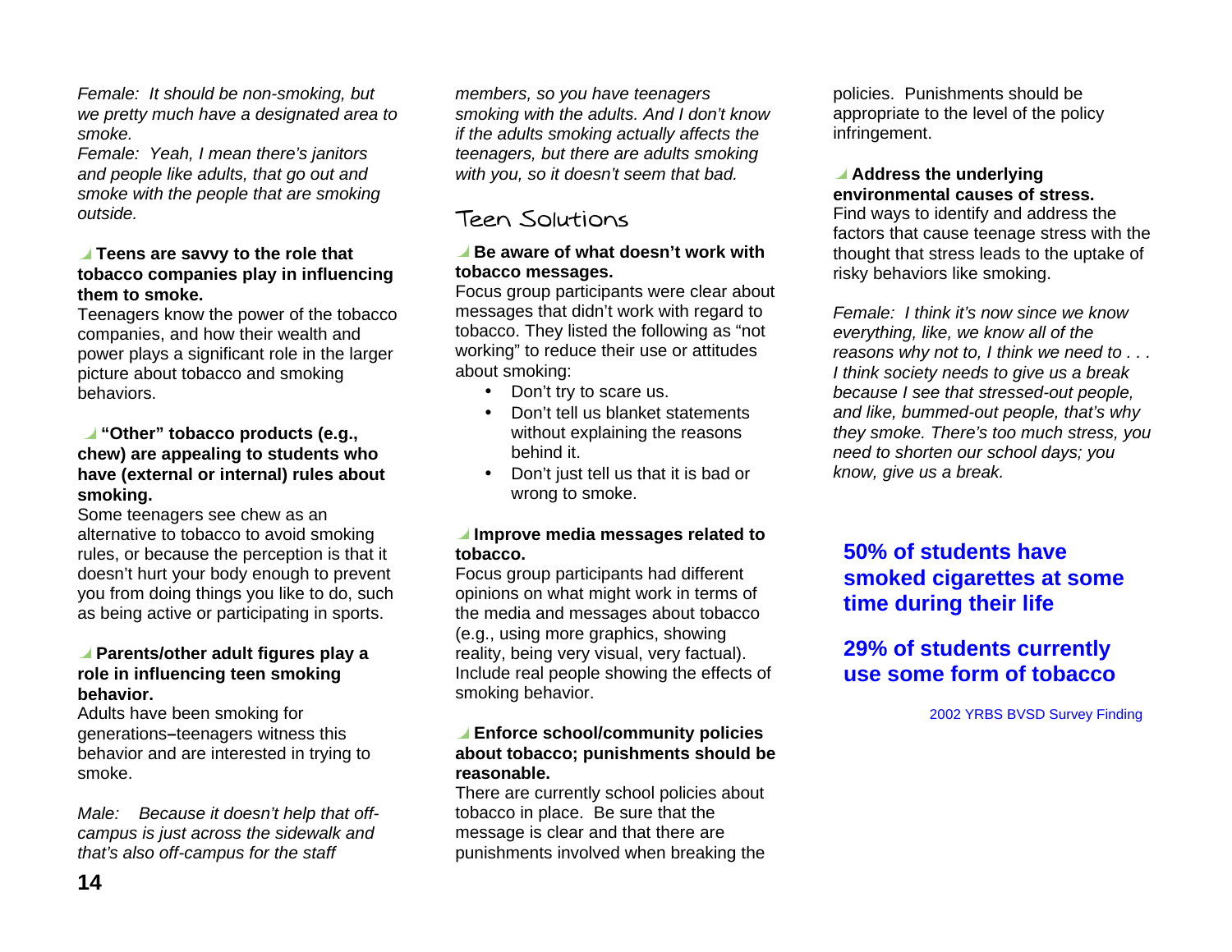*Female: It should be non-smoking, but we pretty much have a designated area to smoke.*
*Female: Yeah, I mean there's janitors and people like adults, that go out and smoke with the people that are smoking outside.*

**Teens are savvy to the role that tobacco companies play in influencing them to smoke.**
Teenagers know the power of the tobacco companies, and how their wealth and power plays a significant role in the larger picture about tobacco and smoking behaviors.

**"Other" tobacco products (e.g., chew) are appealing to students who have (external or internal) rules about smoking.**
Some teenagers see chew as an alternative to tobacco to avoid smoking rules, or because the perception is that it doesn't hurt your body enough to prevent you from doing things you like to do, such as being active or participating in sports.

**Parents/other adult figures play a role in influencing teen smoking behavior.**
Adults have been smoking for generations–teenagers witness this behavior and are interested in trying to smoke.

*Male: Because it doesn't help that off-campus is just across the sidewalk and that's also off-campus for the staff members, so you have teenagers smoking with the adults. And I don't know if the adults smoking actually affects the teenagers, but there are adults smoking with you, so it doesn't seem that bad.*

## Teen Solutions

**Be aware of what doesn't work with tobacco messages.**
Focus group participants were clear about messages that didn't work with regard to tobacco. They listed the following as "not working" to reduce their use or attitudes about smoking:

- Don't try to scare us.
- Don't tell us blanket statements without explaining the reasons behind it.
- Don't just tell us that it is bad or wrong to smoke.

**Improve media messages related to tobacco.**
Focus group participants had different opinions on what might work in terms of the media and messages about tobacco (e.g., using more graphics, showing reality, being very visual, very factual). Include real people showing the effects of smoking behavior.

**Enforce school/community policies about tobacco; punishments should be reasonable.**
There are currently school policies about tobacco in place. Be sure that the message is clear and that there are punishments involved when breaking the policies. Punishments should be appropriate to the level of the policy infringement.

**Address the underlying environmental causes of stress.**
Find ways to identify and address the factors that cause teenage stress with the thought that stress leads to the uptake of risky behaviors like smoking.

*Female: I think it's now since we know everything, like, we know all of the reasons why not to, I think we need to . . . I think society needs to give us a break because I see that stressed-out people, and like, bummed-out people, that's why they smoke. There's too much stress, you need to shorten our school days; you know, give us a break.*

**50% of students have smoked cigarettes at some time during their life**

**29% of students currently use some form of tobacco**

2002 YRBS BVSD Survey Finding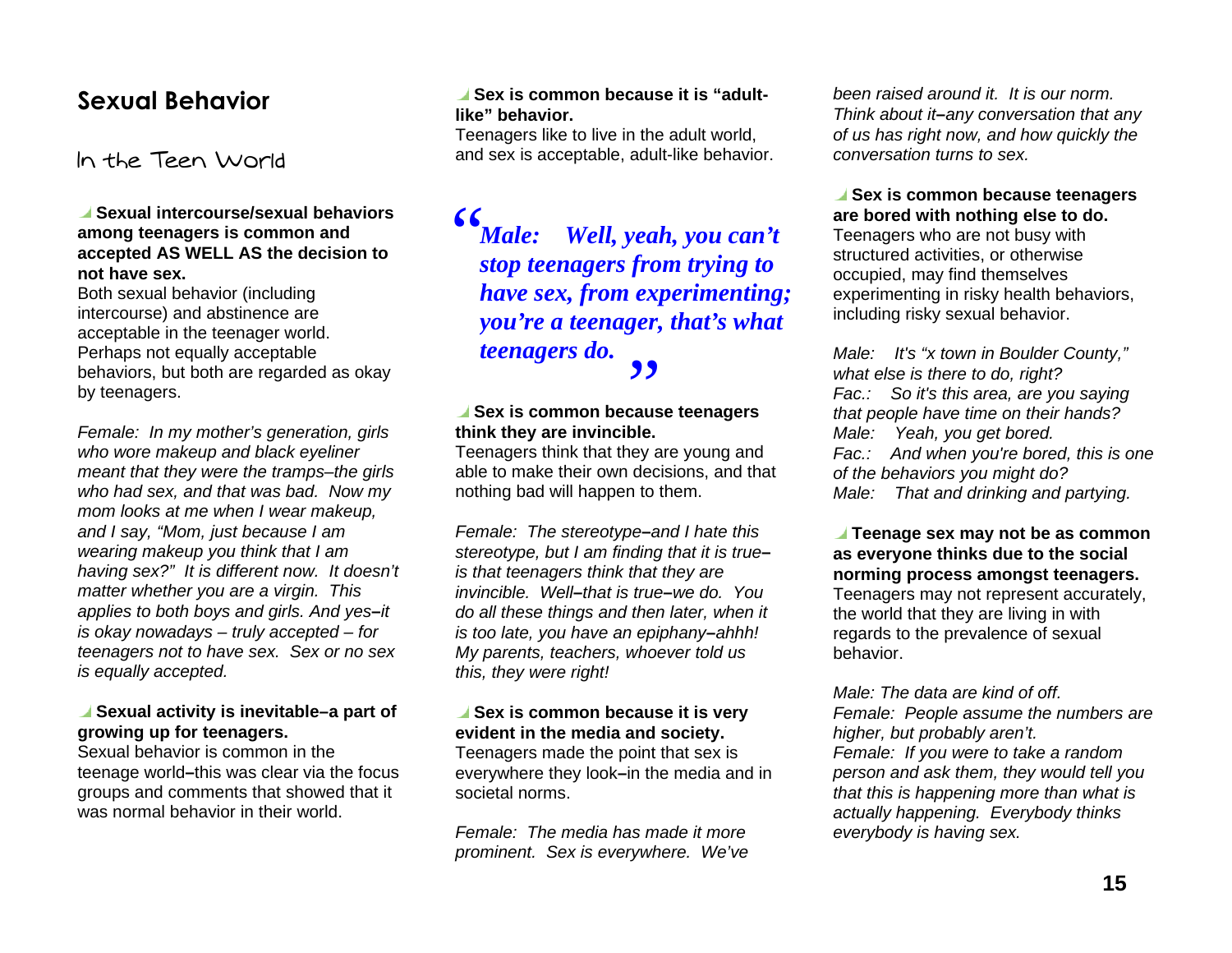## Sexual Behavior

### In the Teen World

**Sexual intercourse/sexual behaviors among teenagers is common and accepted AS WELL AS the decision to not have sex.**
Both sexual behavior (including intercourse) and abstinence are acceptable in the teenager world. Perhaps not equally acceptable behaviors, but both are regarded as okay by teenagers.

*Female: In my mother's generation, girls who wore makeup and black eyeliner meant that they were the tramps–the girls who had sex, and that was bad. Now my mom looks at me when I wear makeup, and I say, "Mom, just because I am wearing makeup you think that I am having sex?" It is different now. It doesn't matter whether you are a virgin. This applies to both boys and girls. And yes–it is okay nowadays – truly accepted – for teenagers not to have sex. Sex or no sex is equally accepted.*

**Sexual activity is inevitable–a part of growing up for teenagers.**
Sexual behavior is common in the teenage world–this was clear via the focus groups and comments that showed that it was normal behavior in their world.

**Sex is common because it is "adult-like" behavior.**
Teenagers like to live in the adult world, and sex is acceptable, adult-like behavior.

> ***"Male: Well, yeah, you can't stop teenagers from trying to have sex, from experimenting; you're a teenager, that's what teenagers do."***

**Sex is common because teenagers think they are invincible.**
Teenagers think that they are young and able to make their own decisions, and that nothing bad will happen to them.

*Female: The stereotype–and I hate this stereotype, but I am finding that it is true–is that teenagers think that they are invincible. Well–that is true–we do. You do all these things and then later, when it is too late, you have an epiphany–ahhh! My parents, teachers, whoever told us this, they were right!*

**Sex is common because it is very evident in the media and society.**
Teenagers made the point that sex is everywhere they look–in the media and in societal norms.

*Female: The media has made it more prominent. Sex is everywhere. We've been raised around it. It is our norm. Think about it–any conversation that any of us has right now, and how quickly the conversation turns to sex.*

**Sex is common because teenagers are bored with nothing else to do.**
Teenagers who are not busy with structured activities, or otherwise occupied, may find themselves experimenting in risky health behaviors, including risky sexual behavior.

*Male: It's "x town in Boulder County," what else is there to do, right?*
*Fac.: So it's this area, are you saying that people have time on their hands?*
*Male: Yeah, you get bored.*
*Fac.: And when you're bored, this is one of the behaviors you might do?*
*Male: That and drinking and partying.*

**Teenage sex may not be as common as everyone thinks due to the social norming process amongst teenagers.**
Teenagers may not represent accurately, the world that they are living in with regards to the prevalence of sexual behavior.

*Male: The data are kind of off.*
*Female: People assume the numbers are higher, but probably aren't.*
*Female: If you were to take a random person and ask them, they would tell you that this is happening more than what is actually happening. Everybody thinks everybody is having sex.*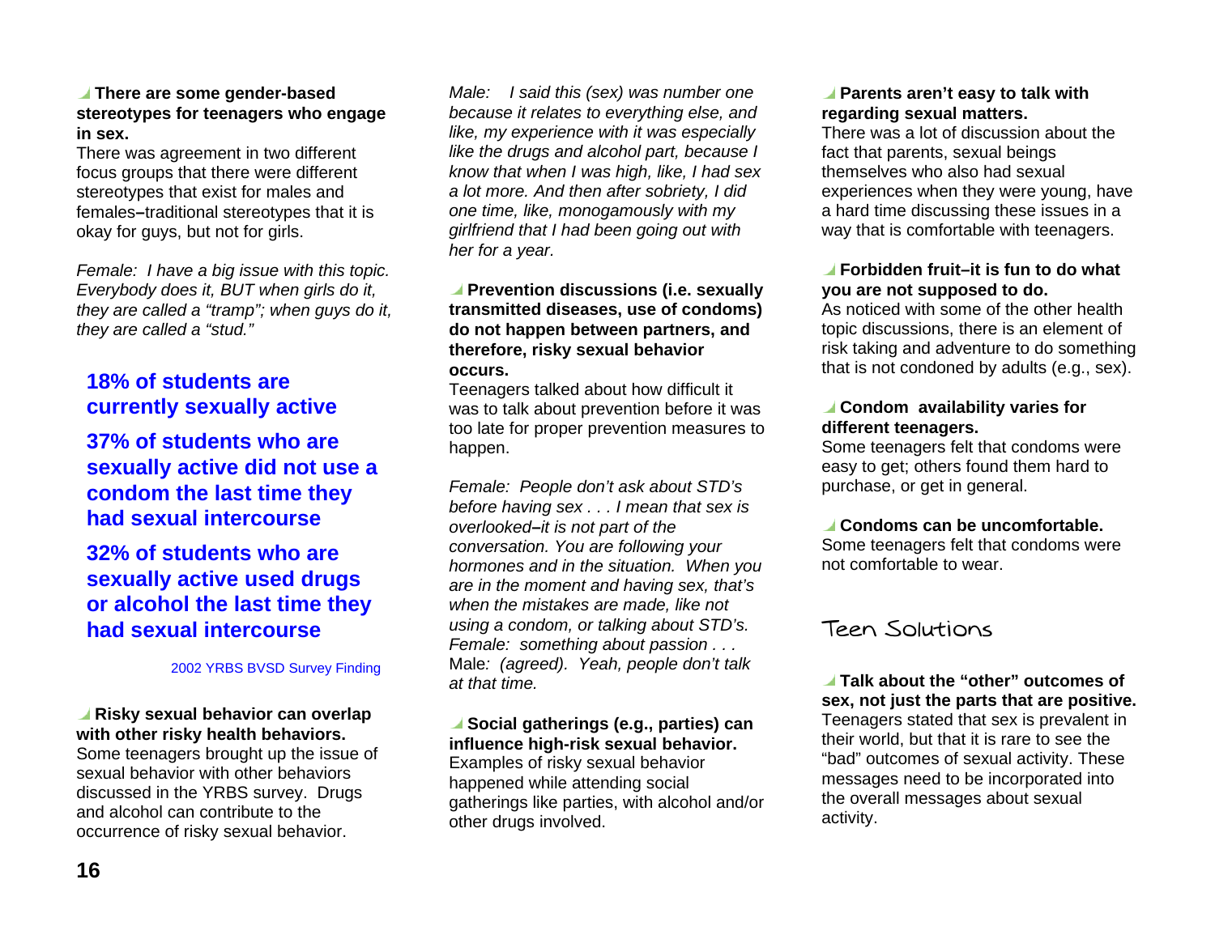**There are some gender-based stereotypes for teenagers who engage in sex.**
There was agreement in two different focus groups that there were different stereotypes that exist for males and females–traditional stereotypes that it is okay for guys, but not for girls.

*Female: I have a big issue with this topic. Everybody does it, BUT when girls do it, they are called a "tramp"; when guys do it, they are called a "stud."*

**18% of students are currently sexually active**

**37% of students who are sexually active did not use a condom the last time they had sexual intercourse**

**32% of students who are sexually active used drugs or alcohol the last time they had sexual intercourse**

2002 YRBS BVSD Survey Finding

**Risky sexual behavior can overlap with other risky health behaviors.**
Some teenagers brought up the issue of sexual behavior with other behaviors discussed in the YRBS survey. Drugs and alcohol can contribute to the occurrence of risky sexual behavior.

*Male: I said this (sex) was number one because it relates to everything else, and like, my experience with it was especially like the drugs and alcohol part, because I know that when I was high, like, I had sex a lot more. And then after sobriety, I did one time, like, monogamously with my girlfriend that I had been going out with her for a year.*

**Prevention discussions (i.e. sexually transmitted diseases, use of condoms) do not happen between partners, and therefore, risky sexual behavior occurs.**
Teenagers talked about how difficult it was to talk about prevention before it was too late for proper prevention measures to happen.

*Female: People don't ask about STD's before having sex . . . I mean that sex is overlooked–it is not part of the conversation. You are following your hormones and in the situation. When you are in the moment and having sex, that's when the mistakes are made, like not using a condom, or talking about STD's.*
*Female: something about passion . . .*
Male*: (agreed). Yeah, people don't talk at that time.*

**Social gatherings (e.g., parties) can influence high-risk sexual behavior.**
Examples of risky sexual behavior happened while attending social gatherings like parties, with alcohol and/or other drugs involved.

**Parents aren't easy to talk with regarding sexual matters.**
There was a lot of discussion about the fact that parents, sexual beings themselves who also had sexual experiences when they were young, have a hard time discussing these issues in a way that is comfortable with teenagers.

**Forbidden fruit–it is fun to do what you are not supposed to do.**
As noticed with some of the other health topic discussions, there is an element of risk taking and adventure to do something that is not condoned by adults (e.g., sex).

**Condom availability varies for different teenagers.**
Some teenagers felt that condoms were easy to get; others found them hard to purchase, or get in general.

**Condoms can be uncomfortable.**
Some teenagers felt that condoms were not comfortable to wear.

## Teen Solutions

**Talk about the "other" outcomes of sex, not just the parts that are positive.**
Teenagers stated that sex is prevalent in their world, but that it is rare to see the "bad" outcomes of sexual activity. These messages need to be incorporated into the overall messages about sexual activity.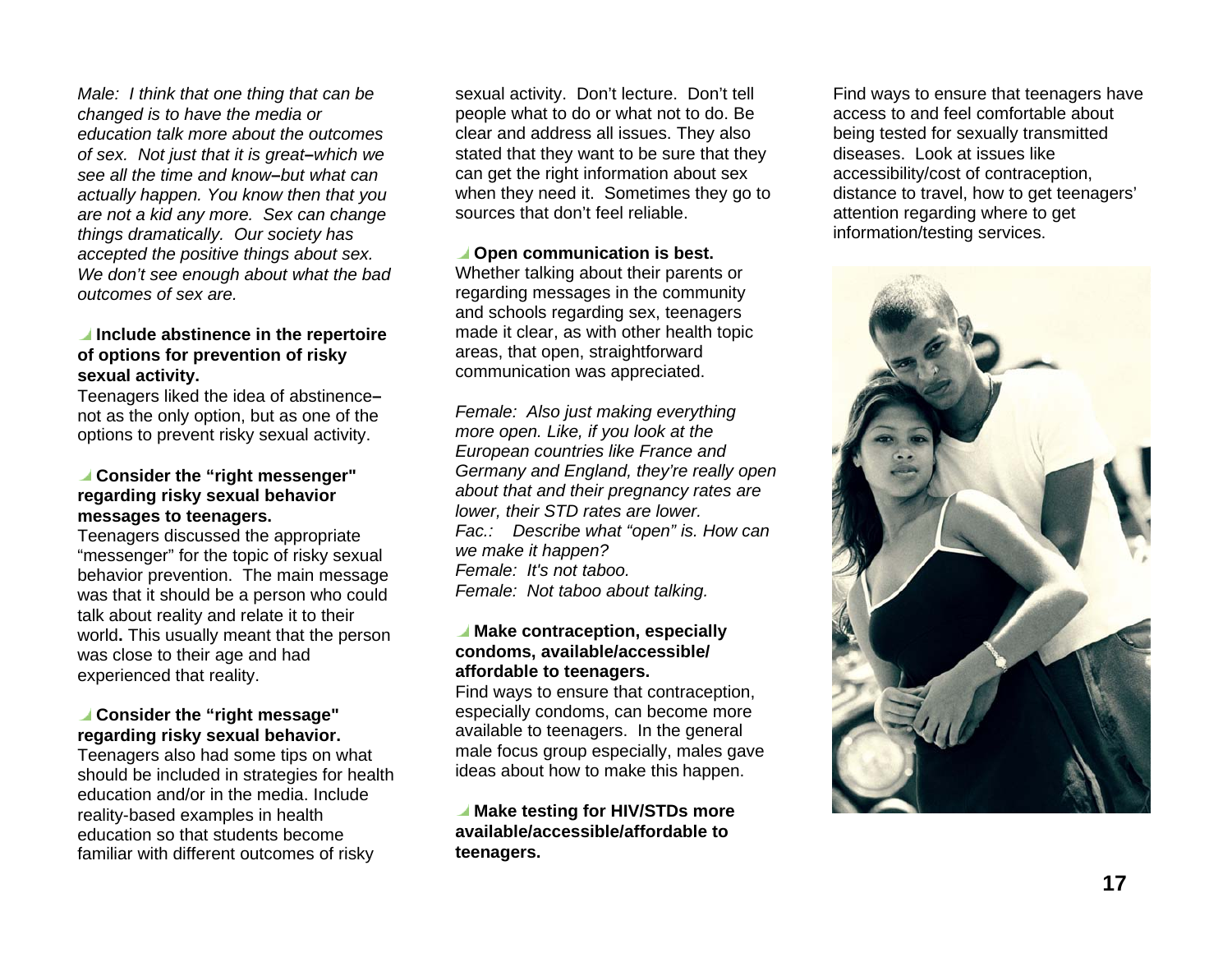*Male: I think that one thing that can be changed is to have the media or education talk more about the outcomes of sex. Not just that it is great–which we see all the time and know–but what can actually happen. You know then that you are not a kid any more. Sex can change things dramatically. Our society has accepted the positive things about sex. We don't see enough about what the bad outcomes of sex are.*

**Include abstinence in the repertoire of options for prevention of risky sexual activity.**

Teenagers liked the idea of abstinence–not as the only option, but as one of the options to prevent risky sexual activity.

**Consider the "right messenger" regarding risky sexual behavior messages to teenagers.**

Teenagers discussed the appropriate "messenger" for the topic of risky sexual behavior prevention. The main message was that it should be a person who could talk about reality and relate it to their world**.** This usually meant that the person was close to their age and had experienced that reality.

**Consider the "right message" regarding risky sexual behavior.**

Teenagers also had some tips on what should be included in strategies for health education and/or in the media. Include reality-based examples in health education so that students become familiar with different outcomes of risky sexual activity. Don't lecture. Don't tell people what to do or what not to do. Be clear and address all issues. They also stated that they want to be sure that they can get the right information about sex when they need it. Sometimes they go to sources that don't feel reliable.

**Open communication is best.**

Whether talking about their parents or regarding messages in the community and schools regarding sex, teenagers made it clear, as with other health topic areas, that open, straightforward communication was appreciated.

*Female: Also just making everything more open. Like, if you look at the European countries like France and Germany and England, they're really open about that and their pregnancy rates are lower, their STD rates are lower.*
*Fac.: Describe what "open" is. How can we make it happen?*
*Female: It's not taboo.*
*Female: Not taboo about talking.*

**Make contraception, especially condoms, available/accessible/ affordable to teenagers.**

Find ways to ensure that contraception, especially condoms, can become more available to teenagers. In the general male focus group especially, males gave ideas about how to make this happen.

**Make testing for HIV/STDs more available/accessible/affordable to teenagers.**

Find ways to ensure that teenagers have access to and feel comfortable about being tested for sexually transmitted diseases. Look at issues like accessibility/cost of contraception, distance to travel, how to get teenagers' attention regarding where to get information/testing services.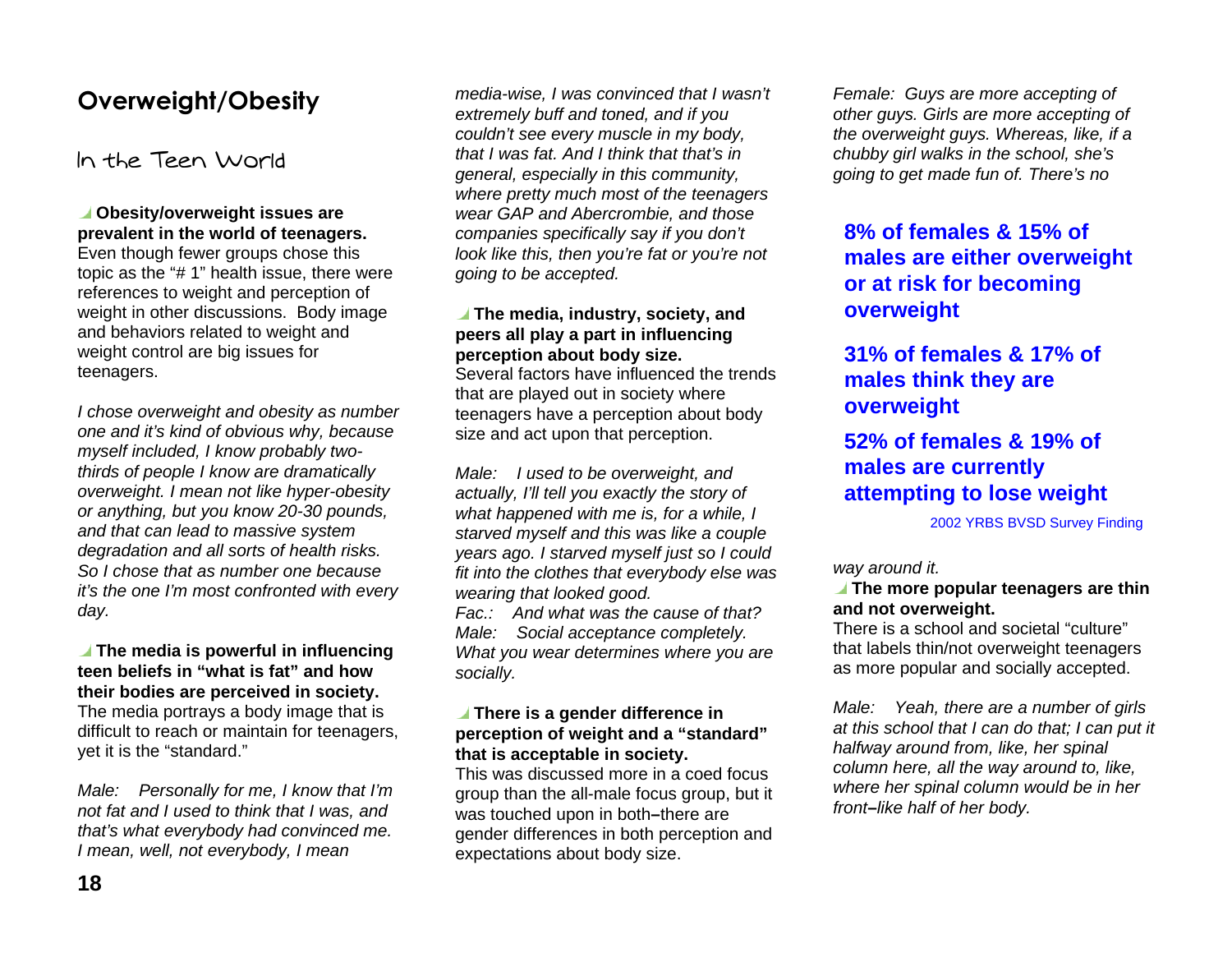# Overweight/Obesity

## In the Teen World

**Obesity/overweight issues are prevalent in the world of teenagers.** Even though fewer groups chose this topic as the "# 1" health issue, there were references to weight and perception of weight in other discussions. Body image and behaviors related to weight and weight control are big issues for teenagers.

*I chose overweight and obesity as number one and it's kind of obvious why, because myself included, I know probably two-thirds of people I know are dramatically overweight. I mean not like hyper-obesity or anything, but you know 20-30 pounds, and that can lead to massive system degradation and all sorts of health risks. So I chose that as number one because it's the one I'm most confronted with every day.*

**The media is powerful in influencing teen beliefs in "what is fat" and how their bodies are perceived in society.** The media portrays a body image that is difficult to reach or maintain for teenagers, yet it is the "standard."

*Male: Personally for me, I know that I'm not fat and I used to think that I was, and that's what everybody had convinced me. I mean, well, not everybody, I mean media-wise, I was convinced that I wasn't extremely buff and toned, and if you couldn't see every muscle in my body, that I was fat. And I think that that's in general, especially in this community, where pretty much most of the teenagers wear GAP and Abercrombie, and those companies specifically say if you don't look like this, then you're fat or you're not going to be accepted.*

**The media, industry, society, and peers all play a part in influencing perception about body size.** Several factors have influenced the trends that are played out in society where teenagers have a perception about body size and act upon that perception.

*Male: I used to be overweight, and actually, I'll tell you exactly the story of what happened with me is, for a while, I starved myself and this was like a couple years ago. I starved myself just so I could fit into the clothes that everybody else was wearing that looked good.*
*Fac.: And what was the cause of that?*
*Male: Social acceptance completely. What you wear determines where you are socially.*

**There is a gender difference in perception of weight and a "standard" that is acceptable in society.** This was discussed more in a coed focus group than the all-male focus group, but it was touched upon in both–there are gender differences in both perception and expectations about body size.

*Female: Guys are more accepting of other guys. Girls are more accepting of the overweight guys. Whereas, like, if a chubby girl walks in the school, she's going to get made fun of. There's no way around it.*

**8% of females & 15% of males are either overweight or at risk for becoming overweight**

**31% of females & 17% of males think they are overweight**

**52% of females & 19% of males are currently attempting to lose weight**

2002 YRBS BVSD Survey Finding

**The more popular teenagers are thin and not overweight.** There is a school and societal "culture" that labels thin/not overweight teenagers as more popular and socially accepted.

*Male: Yeah, there are a number of girls at this school that I can do that; I can put it halfway around from, like, her spinal column here, all the way around to, like, where her spinal column would be in her front–like half of her body.*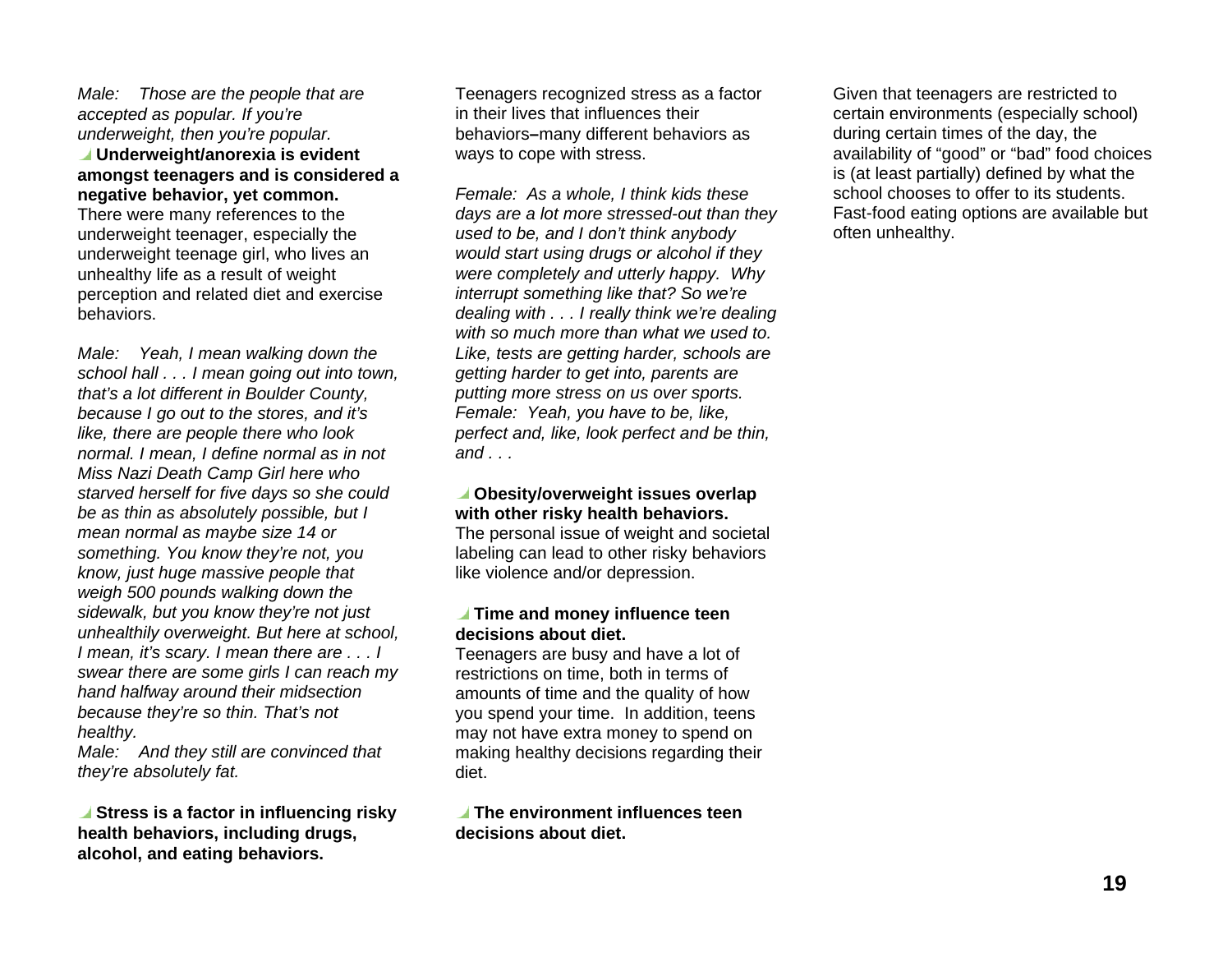*Male: Those are the people that are accepted as popular. If you're underweight, then you're popular.*

**Underweight/anorexia is evident amongst teenagers and is considered a negative behavior, yet common.**

There were many references to the underweight teenager, especially the underweight teenage girl, who lives an unhealthy life as a result of weight perception and related diet and exercise behaviors.

*Male: Yeah, I mean walking down the school hall . . . I mean going out into town, that's a lot different in Boulder County, because I go out to the stores, and it's like, there are people there who look normal. I mean, I define normal as in not Miss Nazi Death Camp Girl here who starved herself for five days so she could be as thin as absolutely possible, but I mean normal as maybe size 14 or something. You know they're not, you know, just huge massive people that weigh 500 pounds walking down the sidewalk, but you know they're not just unhealthily overweight. But here at school, I mean, it's scary. I mean there are . . . I swear there are some girls I can reach my hand halfway around their midsection because they're so thin. That's not healthy.*

*Male: And they still are convinced that they're absolutely fat.*

**Stress is a factor in influencing risky health behaviors, including drugs, alcohol, and eating behaviors.**

Teenagers recognized stress as a factor in their lives that influences their behaviors–many different behaviors as ways to cope with stress.

*Female: As a whole, I think kids these days are a lot more stressed-out than they used to be, and I don't think anybody would start using drugs or alcohol if they were completely and utterly happy. Why interrupt something like that? So we're dealing with . . . I really think we're dealing with so much more than what we used to. Like, tests are getting harder, schools are getting harder to get into, parents are putting more stress on us over sports.*

*Female: Yeah, you have to be, like, perfect and, like, look perfect and be thin, and . . .*

**Obesity/overweight issues overlap with other risky health behaviors.**

The personal issue of weight and societal labeling can lead to other risky behaviors like violence and/or depression.

**Time and money influence teen decisions about diet.**

Teenagers are busy and have a lot of restrictions on time, both in terms of amounts of time and the quality of how you spend your time. In addition, teens may not have extra money to spend on making healthy decisions regarding their diet.

**The environment influences teen decisions about diet.**

Given that teenagers are restricted to certain environments (especially school) during certain times of the day, the availability of "good" or "bad" food choices is (at least partially) defined by what the school chooses to offer to its students. Fast-food eating options are available but often unhealthy.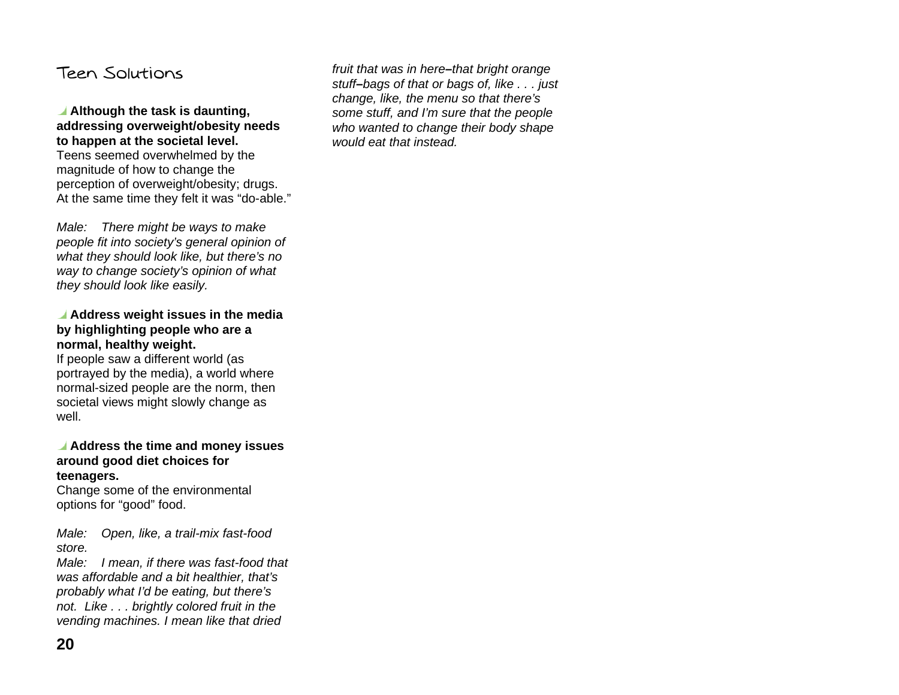## Teen Solutions

**Although the task is daunting, addressing overweight/obesity needs to happen at the societal level.**
Teens seemed overwhelmed by the magnitude of how to change the perception of overweight/obesity; drugs. At the same time they felt it was "do-able."

*Male: There might be ways to make people fit into society's general opinion of what they should look like, but there's no way to change society's opinion of what they should look like easily.*

**Address weight issues in the media by highlighting people who are a normal, healthy weight.**
If people saw a different world (as portrayed by the media), a world where normal-sized people are the norm, then societal views might slowly change as well.

**Address the time and money issues around good diet choices for teenagers.**
Change some of the environmental options for "good" food.

*Male: Open, like, a trail-mix fast-food store.*
*Male: I mean, if there was fast-food that was affordable and a bit healthier, that's probably what I'd be eating, but there's not. Like . . . brightly colored fruit in the vending machines. I mean like that dried fruit that was in here–that bright orange stuff–bags of that or bags of, like . . . just change, like, the menu so that there's some stuff, and I'm sure that the people who wanted to change their body shape would eat that instead.*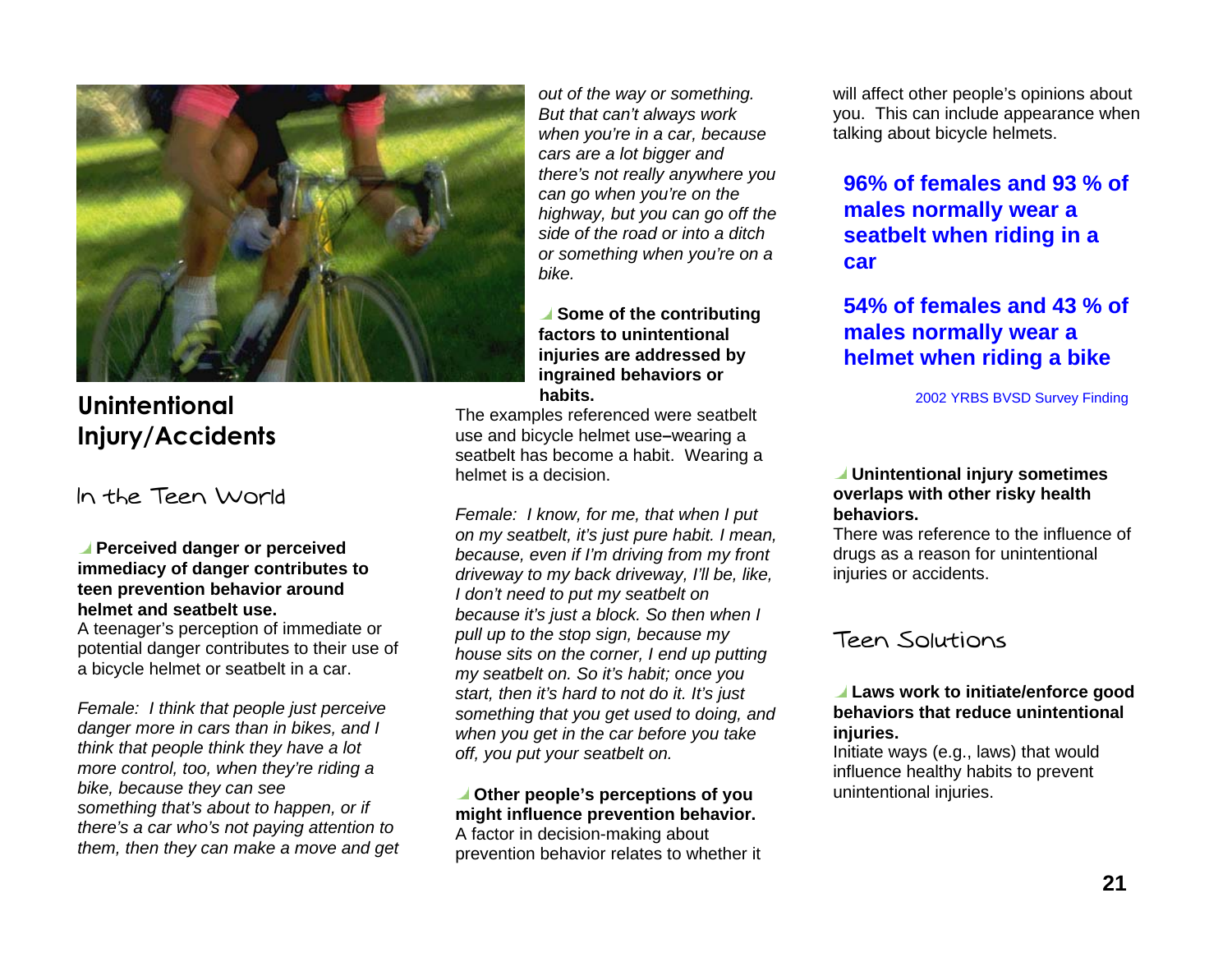## Unintentional Injury/Accidents

### In the Teen World

**Perceived danger or perceived immediacy of danger contributes to teen prevention behavior around helmet and seatbelt use.**
A teenager's perception of immediate or potential danger contributes to their use of a bicycle helmet or seatbelt in a car.

*Female: I think that people just perceive danger more in cars than in bikes, and I think that people think they have a lot more control, too, when they're riding a bike, because they can see something that's about to happen, or if there's a car who's not paying attention to them, then they can make a move and get out of the way or something. But that can't always work when you're in a car, because cars are a lot bigger and there's not really anywhere you can go when you're on the highway, but you can go off the side of the road or into a ditch or something when you're on a bike.*

**Some of the contributing factors to unintentional injuries are addressed by ingrained behaviors or habits.**
The examples referenced were seatbelt use and bicycle helmet use–wearing a seatbelt has become a habit. Wearing a helmet is a decision.

*Female: I know, for me, that when I put on my seatbelt, it's just pure habit. I mean, because, even if I'm driving from my front driveway to my back driveway, I'll be, like, I don't need to put my seatbelt on because it's just a block. So then when I pull up to the stop sign, because my house sits on the corner, I end up putting my seatbelt on. So it's habit; once you start, then it's hard to not do it. It's just something that you get used to doing, and when you get in the car before you take off, you put your seatbelt on.*

**Other people's perceptions of you might influence prevention behavior.**
A factor in decision-making about prevention behavior relates to whether it will affect other people's opinions about you. This can include appearance when talking about bicycle helmets.

**96% of females and 93 % of males normally wear a seatbelt when riding in a car**

**54% of females and 43 % of males normally wear a helmet when riding a bike**

2002 YRBS BVSD Survey Finding

**Unintentional injury sometimes overlaps with other risky health behaviors.**
There was reference to the influence of drugs as a reason for unintentional injuries or accidents.

### Teen Solutions

**Laws work to initiate/enforce good behaviors that reduce unintentional injuries.**
Initiate ways (e.g., laws) that would influence healthy habits to prevent unintentional injuries.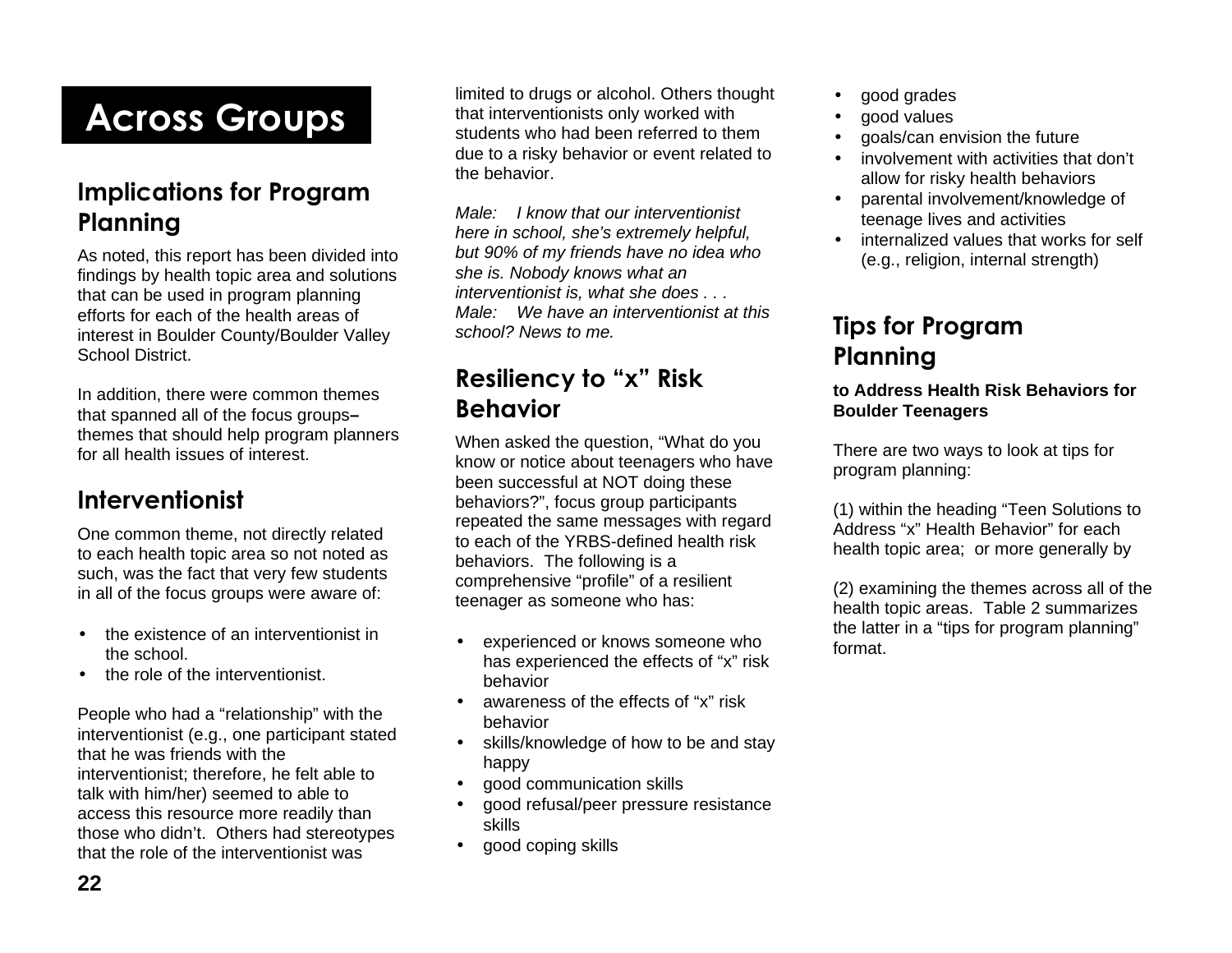# Across Groups

## Implications for Program Planning

As noted, this report has been divided into findings by health topic area and solutions that can be used in program planning efforts for each of the health areas of interest in Boulder County/Boulder Valley School District.

In addition, there were common themes that spanned all of the focus groups– themes that should help program planners for all health issues of interest.

## Interventionist

One common theme, not directly related to each health topic area so not noted as such, was the fact that very few students in all of the focus groups were aware of:

- the existence of an interventionist in the school.
- the role of the interventionist.

People who had a "relationship" with the interventionist (e.g., one participant stated that he was friends with the interventionist; therefore, he felt able to talk with him/her) seemed to able to access this resource more readily than those who didn't. Others had stereotypes that the role of the interventionist was limited to drugs or alcohol. Others thought that interventionists only worked with students who had been referred to them due to a risky behavior or event related to the behavior.

*Male: I know that our interventionist here in school, she's extremely helpful, but 90% of my friends have no idea who she is. Nobody knows what an interventionist is, what she does . . .*
*Male: We have an interventionist at this school? News to me.*

## Resiliency to "x" Risk Behavior

When asked the question, "What do you know or notice about teenagers who have been successful at NOT doing these behaviors?", focus group participants repeated the same messages with regard to each of the YRBS-defined health risk behaviors. The following is a comprehensive "profile" of a resilient teenager as someone who has:

- experienced or knows someone who has experienced the effects of "x" risk behavior
- awareness of the effects of "x" risk behavior
- skills/knowledge of how to be and stay happy
- good communication skills
- good refusal/peer pressure resistance skills
- good coping skills
- good grades
- good values
- goals/can envision the future
- involvement with activities that don't allow for risky health behaviors
- parental involvement/knowledge of teenage lives and activities
- internalized values that works for self (e.g., religion, internal strength)

## Tips for Program Planning

**to Address Health Risk Behaviors for Boulder Teenagers**

There are two ways to look at tips for program planning:

(1) within the heading "Teen Solutions to Address "x" Health Behavior" for each health topic area; or more generally by

(2) examining the themes across all of the health topic areas. Table 2 summarizes the latter in a "tips for program planning" format.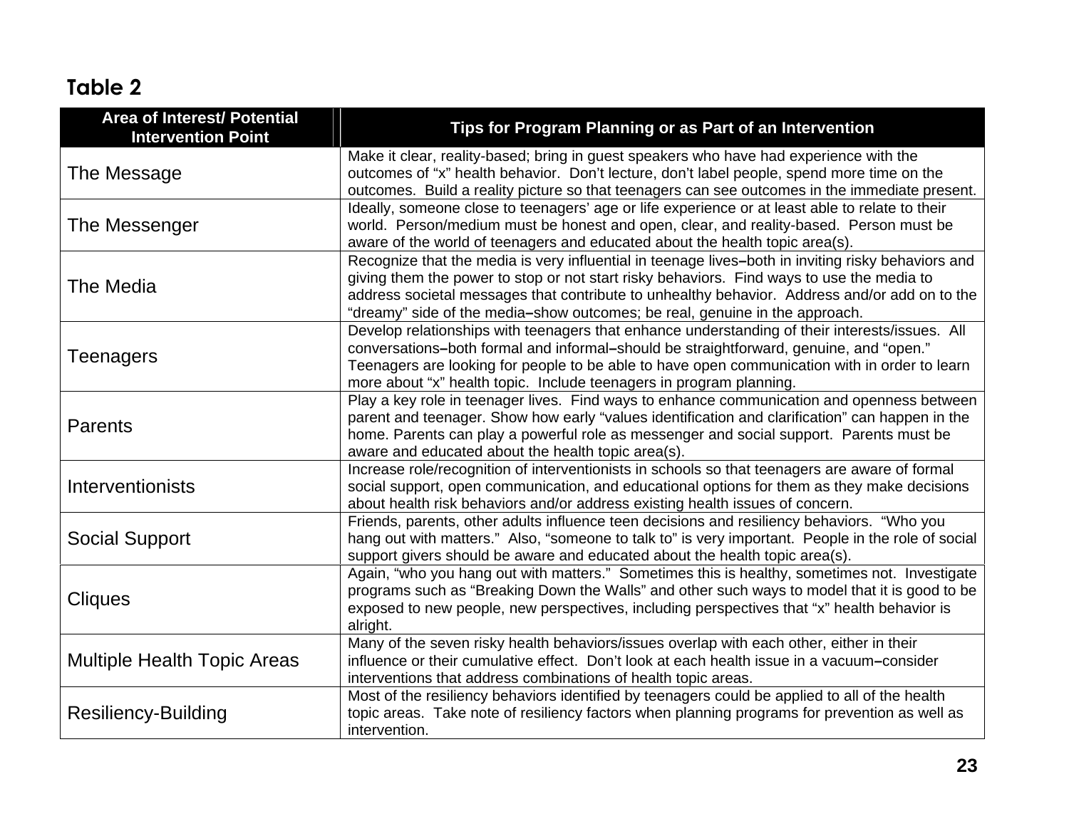## Table 2

| Area of Interest/ Potential Intervention Point | Tips for Program Planning or as Part of an Intervention |
|---|---|
| The Message | Make it clear, reality-based; bring in guest speakers who have had experience with the outcomes of "x" health behavior. Don't lecture, don't label people, spend more time on the outcomes. Build a reality picture so that teenagers can see outcomes in the immediate present. |
| The Messenger | Ideally, someone close to teenagers' age or life experience or at least able to relate to their world. Person/medium must be honest and open, clear, and reality-based. Person must be aware of the world of teenagers and educated about the health topic area(s). |
| The Media | Recognize that the media is very influential in teenage lives–both in inviting risky behaviors and giving them the power to stop or not start risky behaviors. Find ways to use the media to address societal messages that contribute to unhealthy behavior. Address and/or add on to the "dreamy" side of the media–show outcomes; be real, genuine in the approach. |
| Teenagers | Develop relationships with teenagers that enhance understanding of their interests/issues. All conversations–both formal and informal–should be straightforward, genuine, and "open." Teenagers are looking for people to be able to have open communication with in order to learn more about "x" health topic. Include teenagers in program planning. |
| Parents | Play a key role in teenager lives. Find ways to enhance communication and openness between parent and teenager. Show how early "values identification and clarification" can happen in the home. Parents can play a powerful role as messenger and social support. Parents must be aware and educated about the health topic area(s). |
| Interventionists | Increase role/recognition of interventionists in schools so that teenagers are aware of formal social support, open communication, and educational options for them as they make decisions about health risk behaviors and/or address existing health issues of concern. |
| Social Support | Friends, parents, other adults influence teen decisions and resiliency behaviors. "Who you hang out with matters." Also, "someone to talk to" is very important. People in the role of social support givers should be aware and educated about the health topic area(s). |
| Cliques | Again, "who you hang out with matters." Sometimes this is healthy, sometimes not. Investigate programs such as "Breaking Down the Walls" and other such ways to model that it is good to be exposed to new people, new perspectives, including perspectives that "x" health behavior is alright. |
| Multiple Health Topic Areas | Many of the seven risky health behaviors/issues overlap with each other, either in their influence or their cumulative effect. Don't look at each health issue in a vacuum–consider interventions that address combinations of health topic areas. |
| Resiliency-Building | Most of the resiliency behaviors identified by teenagers could be applied to all of the health topic areas. Take note of resiliency factors when planning programs for prevention as well as intervention. |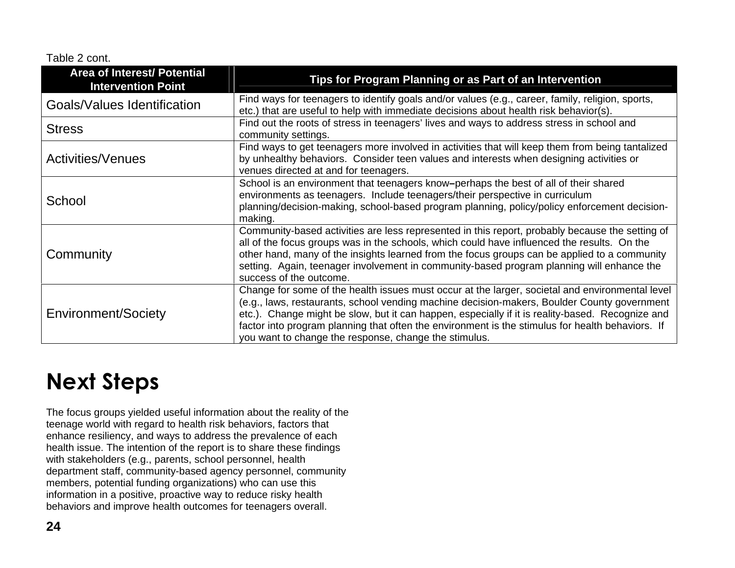Table 2 cont.

| Area of Interest/ Potential Intervention Point | Tips for Program Planning or as Part of an Intervention |
|---|---|
| Goals/Values Identification | Find ways for teenagers to identify goals and/or values (e.g., career, family, religion, sports, etc.) that are useful to help with immediate decisions about health risk behavior(s). |
| Stress | Find out the roots of stress in teenagers' lives and ways to address stress in school and community settings. |
| Activities/Venues | Find ways to get teenagers more involved in activities that will keep them from being tantalized by unhealthy behaviors. Consider teen values and interests when designing activities or venues directed at and for teenagers. |
| School | School is an environment that teenagers know–perhaps the best of all of their shared environments as teenagers. Include teenagers/their perspective in curriculum planning/decision-making, school-based program planning, policy/policy enforcement decision-making. |
| Community | Community-based activities are less represented in this report, probably because the setting of all of the focus groups was in the schools, which could have influenced the results. On the other hand, many of the insights learned from the focus groups can be applied to a community setting. Again, teenager involvement in community-based program planning will enhance the success of the outcome. |
| Environment/Society | Change for some of the health issues must occur at the larger, societal and environmental level (e.g., laws, restaurants, school vending machine decision-makers, Boulder County government etc.). Change might be slow, but it can happen, especially if it is reality-based. Recognize and factor into program planning that often the environment is the stimulus for health behaviors. If you want to change the response, change the stimulus. |

# Next Steps

The focus groups yielded useful information about the reality of the teenage world with regard to health risk behaviors, factors that enhance resiliency, and ways to address the prevalence of each health issue. The intention of the report is to share these findings with stakeholders (e.g., parents, school personnel, health department staff, community-based agency personnel, community members, potential funding organizations) who can use this information in a positive, proactive way to reduce risky health behaviors and improve health outcomes for teenagers overall.